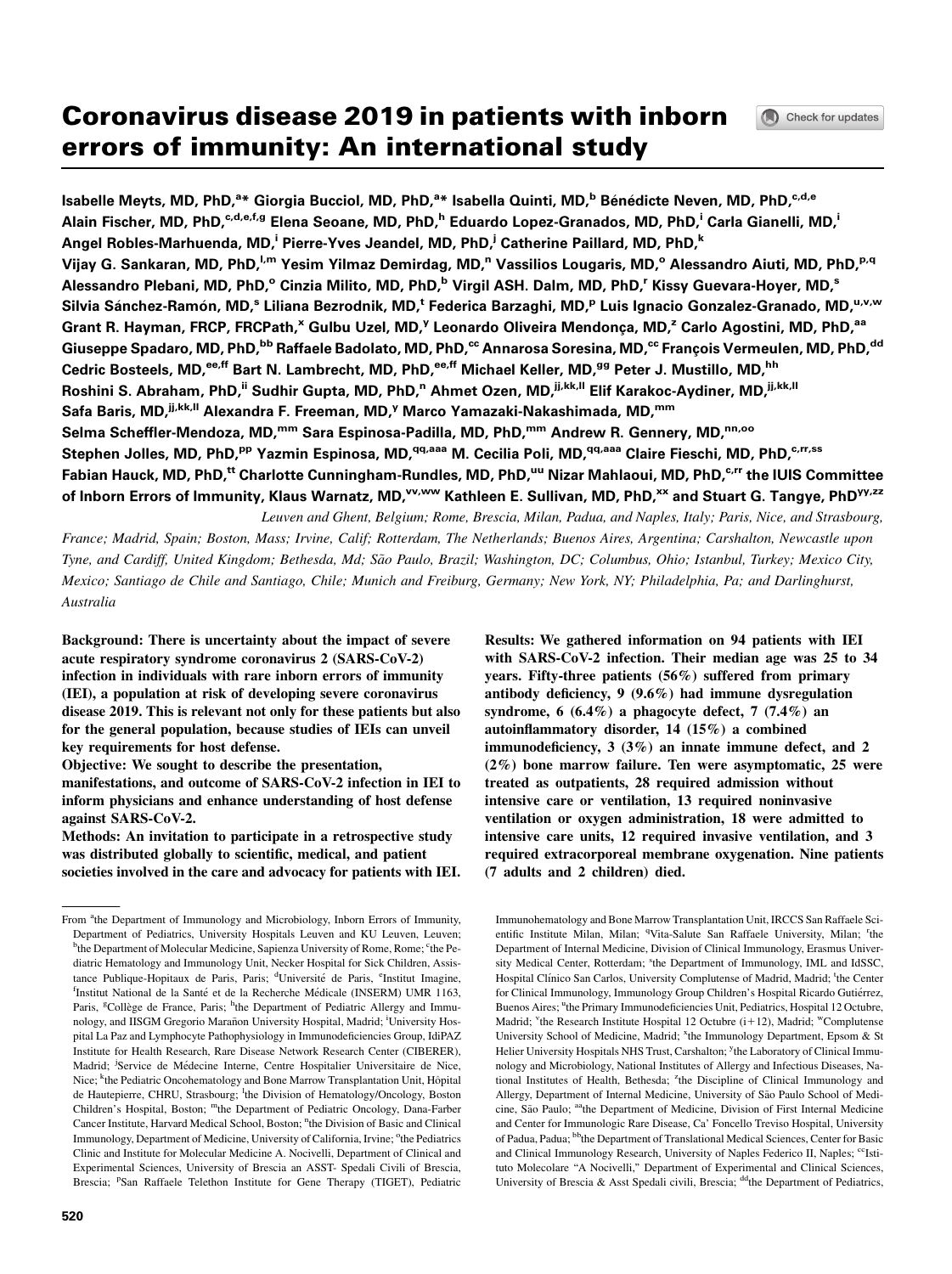# Coronavirus disease 2019 in patients with inborn errors of immunity: An international study

**Isabelle Meyts, MD, PhD,[a]* Giorgia Bucciol, MD, PhD,[a]* Isabella Quinti, MD,[b] Bénédicte Neven, MD, PhD,[c,d,e] Alain Fischer, MD, PhD,[c,d,e,f,g] Elena Seoane, MD, PhD,[h] Eduardo Lopez-Granados, MD, PhD,[i] Carla Gianelli, MD,[i] Angel Robles-Marhuenda, MD,[i] Pierre-Yves Jeandel, MD, PhD,[j] Catherine Paillard, MD, PhD,[k] Vijay G. Sankaran, MD, PhD,[l,m] Yesim Yilmaz Demirdag, MD,[n] Vassilios Lougaris, MD,[o] Alessandro Aiuti, MD, PhD,[p,q] Alessandro Plebani, MD, PhD,[o] Cinzia Milito, MD, PhD,[b] Virgil ASH. Dalm, MD, PhD,[r] Kissy Guevara-Hoyer, MD,[s] Silvia Sánchez-Ramón, MD,[s] Liliana Bezrodnik, MD,[t] Federica Barzaghi, MD,[p] Luis Ignacio Gonzalez-Granado, MD,[u,v,w] Grant R. Hayman, FRCP, FRCPath,[x] Gulbu Uzel, MD,[y] Leonardo Oliveira Mendonça, MD,[z] Carlo Agostini, MD, PhD,[aa] Giuseppe Spadaro, MD, PhD,[bb] Raffaele Badolato, MD, PhD,[cc] Annarosa Soresina, MD,[cc] François Vermeulen, MD, PhD,[dd] Cedric Bosteels, MD,[ee,ff] Bart N. Lambrecht, MD, PhD,[ee,ff] Michael Keller, MD,[gg] Peter J. Mustillo, MD,[hh] Roshini S. Abraham, PhD,[ii] Sudhir Gupta, MD, PhD,[n] Ahmet Ozen, MD,[jj,kk,ll] Elif Karakoc-Aydiner, MD,[jj,kk,ll] Safa Baris, MD,[jj,kk,ll] Alexandra F. Freeman, MD,[y] Marco Yamazaki-Nakashimada, MD,[mm] Selma Scheffler-Mendoza, MD,[mm] Sara Espinosa-Padilla, MD, PhD,[mm] Andrew R. Gennery, MD,[nn,oo] Stephen Jolles, MD, PhD,[pp] Yazmin Espinosa, MD,[qq,aaa] M. Cecilia Poli, MD,[qq,aaa] Claire Fieschi, MD, PhD,[c,rr,ss] Fabian Hauck, MD, PhD,[tt] Charlotte Cunningham-Rundles, MD, PhD,[uu] Nizar Mahlaoui, MD, PhD,[c,rr] the IUIS Committee of Inborn Errors of Immunity, Klaus Warnatz, MD,[vv,ww] Kathleen E. Sullivan, MD, PhD,[xx] and Stuart G. Tangye, PhD[yy,zz]**

*Leuven and Ghent, Belgium; Rome, Brescia, Milan, Padua, and Naples, Italy; Paris, Nice, and Strasbourg, France; Madrid, Spain; Boston, Mass; Irvine, Calif; Rotterdam, The Netherlands; Buenos Aires, Argentina; Carshalton, Newcastle upon Tyne, and Cardiff, United Kingdom; Bethesda, Md; São Paulo, Brazil; Washington, DC; Columbus, Ohio; Istanbul, Turkey; Mexico City, Mexico; Santiago de Chile and Santiago, Chile; Munich and Freiburg, Germany; New York, NY; Philadelphia, Pa; and Darlinghurst, Australia*

**Background: There is uncertainty about the impact of severe acute respiratory syndrome coronavirus 2 (SARS-CoV-2) infection in individuals with rare inborn errors of immunity (IEI), a population at risk of developing severe coronavirus disease 2019. This is relevant not only for these patients but also for the general population, because studies of IEIs can unveil key requirements for host defense.**

**Objective: We sought to describe the presentation, manifestations, and outcome of SARS-CoV-2 infection in IEI to inform physicians and enhance understanding of host defense against SARS-CoV-2.**

**Methods: An invitation to participate in a retrospective study was distributed globally to scientific, medical, and patient societies involved in the care and advocacy for patients with IEI.**

**Results: We gathered information on 94 patients with IEI with SARS-CoV-2 infection. Their median age was 25 to 34 years. Fifty-three patients (56%) suffered from primary antibody deficiency, 9 (9.6%) had immune dysregulation syndrome, 6 (6.4%) a phagocyte defect, 7 (7.4%) an autoinflammatory disorder, 14 (15%) a combined immunodeficiency, 3 (3%) an innate immune defect, and 2 (2%) bone marrow failure. Ten were asymptomatic, 25 were treated as outpatients, 28 required admission without intensive care or ventilation, 13 required noninvasive ventilation or oxygen administration, 18 were admitted to intensive care units, 12 required invasive ventilation, and 3 required extracorporeal membrane oxygenation. Nine patients (7 adults and 2 children) died.**

From [a]the Department of Immunology and Microbiology, Inborn Errors of Immunity, Department of Pediatrics, University Hospitals Leuven and KU Leuven, Leuven; [b]the Department of Molecular Medicine, Sapienza University of Rome, Rome; [c]the Pediatric Hematology and Immunology Unit, Necker Hospital for Sick Children, Assistance Publique-Hopitaux de Paris, Paris; [d]Université de Paris, [e]Institut Imagine, [f]Institut National de la Santé et de la Recherche Médicale (INSERM) UMR 1163, Paris, [g]Collège de France, Paris; [h]the Department of Pediatric Allergy and Immunology, and IISGM Gregorio Marañon University Hospital, Madrid; [i]University Hospital La Paz and Lymphocyte Pathophysiology in Immunodeficiencies Group, IdiPAZ Institute for Health Research, Rare Disease Network Research Center (CIBERER), Madrid; [j]Service de Médecine Interne, Centre Hospitalier Universitaire de Nice, Nice; [k]the Pediatric Oncohematology and Bone Marrow Transplantation Unit, Hôpital de Hautepierre, CHRU, Strasbourg; [l]the Division of Hematology/Oncology, Boston Children's Hospital, Boston; [m]the Department of Pediatric Oncology, Dana-Farber Cancer Institute, Harvard Medical School, Boston; [n]the Division of Basic and Clinical Immunology, Department of Medicine, University of California, Irvine; [o]the Pediatrics Clinic and Institute for Molecular Medicine A. Nocivelli, Department of Clinical and Experimental Sciences, University of Brescia an ASST- Spedali Civili of Brescia, Brescia; [p]San Raffaele Telethon Institute for Gene Therapy (TIGET), Pediatric Immunohematology and Bone Marrow Transplantation Unit, IRCCS San Raffaele Scientific Institute Milan, Milan; [q]Vita-Salute San Raffaele University, Milan; [r]the Department of Internal Medicine, Division of Clinical Immunology, Erasmus University Medical Center, Rotterdam; [s]the Department of Immunology, IML and IdSSC, Hospital Clínico San Carlos, University Complutense of Madrid, Madrid; [t]the Center for Clinical Immunology, Immunology Group Children's Hospital Ricardo Gutiérrez, Buenos Aires; [u]the Primary Immunodeficiencies Unit, Pediatrics, Hospital 12 Octubre, Madrid; [v]the Research Institute Hospital 12 Octubre (i+12), Madrid; [w]Complutense University School of Medicine, Madrid; [x]the Immunology Department, Epsom & St Helier University Hospitals NHS Trust, Carshalton; [y]the Laboratory of Clinical Immunology and Microbiology, National Institutes of Allergy and Infectious Diseases, National Institutes of Health, Bethesda; [z]the Discipline of Clinical Immunology and Allergy, Department of Internal Medicine, University of São Paulo School of Medicine, São Paulo; [aa]the Department of Medicine, Division of First Internal Medicine and Center for Immunologic Rare Disease, Ca' Foncello Treviso Hospital, University of Padua, Padua; [bb]the Department of Translational Medical Sciences, Center for Basic and Clinical Immunology Research, University of Naples Federico II, Naples; [cc]Istituto Molecolare "A Nocivelli," Department of Experimental and Clinical Sciences, University of Brescia & Asst Spedali civili, Brescia; [dd]the Department of Pediatrics,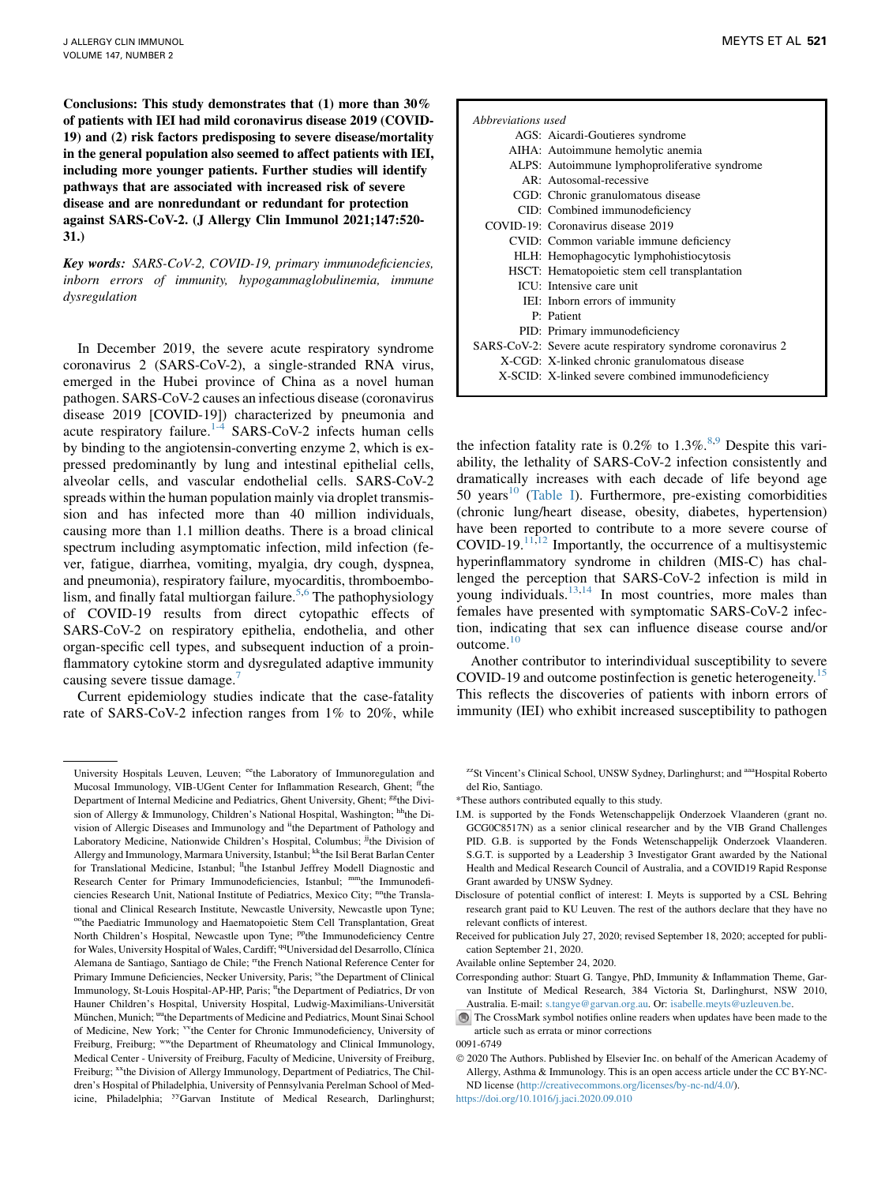**Conclusions: This study demonstrates that (1) more than 30% of patients with IEI had mild coronavirus disease 2019 (COVID-19) and (2) risk factors predisposing to severe disease/mortality in the general population also seemed to affect patients with IEI, including more younger patients. Further studies will identify pathways that are associated with increased risk of severe disease and are nonredundant or redundant for protection against SARS-CoV-2. (J Allergy Clin Immunol 2021;147:520-31.)**

***Key words:*** *SARS-CoV-2, COVID-19, primary immunodeficiencies, inborn errors of immunity, hypogammaglobulinemia, immune dysregulation*

In December 2019, the severe acute respiratory syndrome coronavirus 2 (SARS-CoV-2), a single-stranded RNA virus, emerged in the Hubei province of China as a novel human pathogen. SARS-CoV-2 causes an infectious disease (coronavirus disease 2019 [COVID-19]) characterized by pneumonia and acute respiratory failure.[1-4] SARS-CoV-2 infects human cells by binding to the angiotensin-converting enzyme 2, which is expressed predominantly by lung and intestinal epithelial cells, alveolar cells, and vascular endothelial cells. SARS-CoV-2 spreads within the human population mainly via droplet transmission and has infected more than 40 million individuals, causing more than 1.1 million deaths. There is a broad clinical spectrum including asymptomatic infection, mild infection (fever, fatigue, diarrhea, vomiting, myalgia, dry cough, dyspnea, and pneumonia), respiratory failure, myocarditis, thromboembolism, and finally fatal multiorgan failure.[5,6] The pathophysiology of COVID-19 results from direct cytopathic effects of SARS-CoV-2 on respiratory epithelia, endothelia, and other organ-specific cell types, and subsequent induction of a proinflammatory cytokine storm and dysregulated adaptive immunity causing severe tissue damage.[7]

Current epidemiology studies indicate that the case-fatality rate of SARS-CoV-2 infection ranges from 1% to 20%, while the infection fatality rate is 0.2% to 1.3%.[8,9] Despite this variability, the lethality of SARS-CoV-2 infection consistently and dramatically increases with each decade of life beyond age 50 years[10] (Table I). Furthermore, pre-existing comorbidities (chronic lung/heart disease, obesity, diabetes, hypertension) have been reported to contribute to a more severe course of COVID-19.[11,12] Importantly, the occurrence of a multisystemic hyperinflammatory syndrome in children (MIS-C) has challenged the perception that SARS-CoV-2 infection is mild in young individuals.[13,14] In most countries, more males than females have presented with symptomatic SARS-CoV-2 infection, indicating that sex can influence disease course and/or outcome.[10]

Another contributor to interindividual susceptibility to severe COVID-19 and outcome postinfection is genetic heterogeneity.[15] This reflects the discoveries of patients with inborn errors of immunity (IEI) who exhibit increased susceptibility to pathogen

| *Abbreviations used* | |
|---|---|
| AGS: | Aicardi-Goutieres syndrome |
| AIHA: | Autoimmune hemolytic anemia |
| ALPS: | Autoimmune lymphoproliferative syndrome |
| AR: | Autosomal-recessive |
| CGD: | Chronic granulomatous disease |
| CID: | Combined immunodeficiency |
| COVID-19: | Coronavirus disease 2019 |
| CVID: | Common variable immune deficiency |
| HLH: | Hemophagocytic lymphohistiocytosis |
| HSCT: | Hematopoietic stem cell transplantation |
| ICU: | Intensive care unit |
| IEI: | Inborn errors of immunity |
| P: | Patient |
| PID: | Primary immunodeficiency |
| SARS-CoV-2: | Severe acute respiratory syndrome coronavirus 2 |
| X-CGD: | X-linked chronic granulomatous disease |
| X-SCID: | X-linked severe combined immunodeficiency |

University Hospitals Leuven, Leuven; [ee]the Laboratory of Immunoregulation and Mucosal Immunology, VIB-UGent Center for Inflammation Research, Ghent; [ff]the Department of Internal Medicine and Pediatrics, Ghent University, Ghent; [gg]the Division of Allergy & Immunology, Children's National Hospital, Washington; [hh]the Division of Allergic Diseases and Immunology and [ii]the Department of Pathology and Laboratory Medicine, Nationwide Children's Hospital, Columbus; [jj]the Division of Allergy and Immunology, Marmara University, Istanbul; [kk]the Isil Berat Barlan Center for Translational Medicine, Istanbul; [ll]the Istanbul Jeffrey Modell Diagnostic and Research Center for Primary Immunodeficiencies, Istanbul; [mm]the Immunodeficiencies Research Unit, National Institute of Pediatrics, Mexico City; [nn]the Translational and Clinical Research Institute, Newcastle University, Newcastle upon Tyne; [oo]the Paediatric Immunology and Haematopoietic Stem Cell Transplantation, Great North Children's Hospital, Newcastle upon Tyne; [pp]the Immunodeficiency Centre for Wales, University Hospital of Wales, Cardiff; [qq]Universidad del Desarrollo, Clínica Alemana de Santiago, Santiago de Chile; [rr]the French National Reference Center for Primary Immune Deficiencies, Necker University, Paris; [ss]the Department of Clinical Immunology, St-Louis Hospital-AP-HP, Paris; [tt]the Department of Pediatrics, Dr von Hauner Children's Hospital, University Hospital, Ludwig-Maximilians-Universität München, Munich; [uu]the Departments of Medicine and Pediatrics, Mount Sinai School of Medicine, New York; [vv]the Center for Chronic Immunodeficiency, University of Freiburg, Freiburg; [ww]the Department of Rheumatology and Clinical Immunology, Medical Center - University of Freiburg, Faculty of Medicine, University of Freiburg, Freiburg; [xx]the Division of Allergy Immunology, Department of Pediatrics, The Children's Hospital of Philadelphia, University of Pennsylvania Perelman School of Medicine, Philadelphia; [yy]Garvan Institute of Medical Research, Darlinghurst; [zz]St Vincent's Clinical School, UNSW Sydney, Darlinghurst; and [aaa]Hospital Roberto del Rio, Santiago.

*These authors contributed equally to this study.

I.M. is supported by the Fonds Wetenschappelijk Onderzoek Vlaanderen (grant no. GCG0C8517N) as a senior clinical researcher and by the VIB Grand Challenges PID. G.B. is supported by the Fonds Wetenschappelijk Onderzoek Vlaanderen. S.G.T. is supported by a Leadership 3 Investigator Grant awarded by the National Health and Medical Research Council of Australia, and a COVID19 Rapid Response Grant awarded by UNSW Sydney.

Disclosure of potential conflict of interest: I. Meyts is supported by a CSL Behring research grant paid to KU Leuven. The rest of the authors declare that they have no relevant conflicts of interest.

Received for publication July 27, 2020; revised September 18, 2020; accepted for publication September 21, 2020.

Available online September 24, 2020.

Corresponding author: Stuart G. Tangye, PhD, Immunity & Inflammation Theme, Garvan Institute of Medical Research, 384 Victoria St, Darlinghurst, NSW 2010, Australia. E-mail: s.tangye@garvan.org.au. Or: isabelle.meyts@uzleuven.be.

The CrossMark symbol notifies online readers when updates have been made to the article such as errata or minor corrections

0091-6749

© 2020 The Authors. Published by Elsevier Inc. on behalf of the American Academy of Allergy, Asthma & Immunology. This is an open access article under the CC BY-NC-ND license (http://creativecommons.org/licenses/by-nc-nd/4.0/).

https://doi.org/10.1016/j.jaci.2020.09.010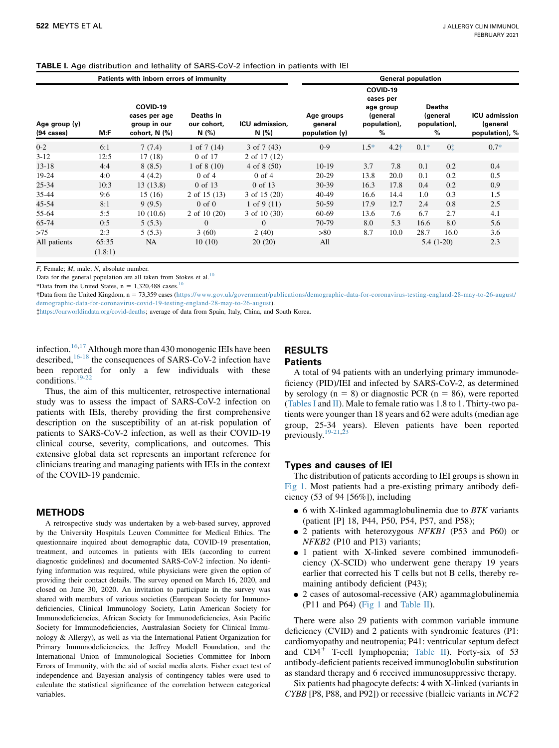**TABLE I.** Age distribution and lethality of SARS-CoV-2 infection in patients with IEI

| Patients with inborn errors of immunity | | | | | General population | | | | | |
|---|---|---|---|---|---|---|---|---|---|---|
| Age group (y) (94 cases) | M:F | COVID-19 cases per age group in our cohort, N (%) | Deaths in our cohort, N (%) | ICU admission, N (%) | Age groups general population (y) | COVID-19 cases per age group (general population), % | | Deaths (general population), % | | ICU admission (general population), % |
| 0-2 | 6:1 | 7 (7.4) | 1 of 7 (14) | 3 of 7 (43) | 0-9 | 1.5* | 4.2† | 0.1* | 0‡ | 0.7* |
| 3-12 | 12:5 | 17 (18) | 0 of 17 | 2 of 17 (12) | | | | | | |
| 13-18 | 4:4 | 8 (8.5) | 1 of 8 (10) | 4 of 8 (50) | 10-19 | 3.7 | 7.8 | 0.1 | 0.2 | 0.4 |
| 19-24 | 4:0 | 4 (4.2) | 0 of 4 | 0 of 4 | 20-29 | 13.8 | 20.0 | 0.1 | 0.2 | 0.5 |
| 25-34 | 10:3 | 13 (13.8) | 0 of 13 | 0 of 13 | 30-39 | 16.3 | 17.8 | 0.4 | 0.2 | 0.9 |
| 35-44 | 9:6 | 15 (16) | 2 of 15 (13) | 3 of 15 (20) | 40-49 | 16.6 | 14.4 | 1.0 | 0.3 | 1.5 |
| 45-54 | 8:1 | 9 (9.5) | 0 of 0 | 1 of 9 (11) | 50-59 | 17.9 | 12.7 | 2.4 | 0.8 | 2.5 |
| 55-64 | 5:5 | 10 (10.6) | 2 of 10 (20) | 3 of 10 (30) | 60-69 | 13.6 | 7.6 | 6.7 | 2.7 | 4.1 |
| 65-74 | 0:5 | 5 (5.3) | 0 | 0 | 70-79 | 8.0 | 5.3 | 16.6 | 8.0 | 5.6 |
| >75 | 2:3 | 5 (5.3) | 3 (60) | 2 (40) | >80 | 8.7 | 10.0 | 28.7 | 16.0 | 3.6 |
| All patients | 65:35 (1.8:1) | NA | 10 (10) | 20 (20) | All | | | 5.4 (1-20) | | 2.3 |

*F*, Female; *M*, male; *N*, absolute number.

Data for the general population are all taken from Stokes et al.[10]

*Data from the United States, n = 1,320,488 cases.[10]

†Data from the United Kingdom, n = 73,359 cases (https://www.gov.uk/government/publications/demographic-data-for-coronavirus-testing-england-28-may-to-26-august/demographic-data-for-coronavirus-covid-19-testing-england-28-may-to-26-august).

‡https://ourworldindata.org/covid-deaths; average of data from Spain, Italy, China, and South Korea.

infection.[16,17] Although more than 430 monogenic IEIs have been described,[16-18] the consequences of SARS-CoV-2 infection have been reported for only a few individuals with these conditions.[19-22]

Thus, the aim of this multicenter, retrospective international study was to assess the impact of SARS-CoV-2 infection on patients with IEIs, thereby providing the first comprehensive description on the susceptibility of an at-risk population of patients to SARS-CoV-2 infection, as well as their COVID-19 clinical course, severity, complications, and outcomes. This extensive global data set represents an important reference for clinicians treating and managing patients with IEIs in the context of the COVID-19 pandemic.

## METHODS

A retrospective study was undertaken by a web-based survey, approved by the University Hospitals Leuven Committee for Medical Ethics. The questionnaire inquired about demographic data, COVID-19 presentation, treatment, and outcomes in patients with IEIs (according to current diagnostic guidelines) and documented SARS-CoV-2 infection. No identifying information was required, while physicians were given the option of providing their contact details. The survey opened on March 16, 2020, and closed on June 30, 2020. An invitation to participate in the survey was shared with members of various societies (European Society for Immunodeficiencies, Clinical Immunology Society, Latin American Society for Immunodeficiencies, African Society for Immunodeficiencies, Asia Pacific Society for Immunodeficiencies, Australasian Society for Clinical Immunology & Allergy), as well as via the International Patient Organization for Primary Immunodeficiencies, the Jeffrey Modell Foundation, and the International Union of Immunological Societies Committee for Inborn Errors of Immunity, with the aid of social media alerts. Fisher exact test of independence and Bayesian analysis of contingency tables were used to calculate the statistical significance of the correlation between categorical variables.

## RESULTS

### Patients

A total of 94 patients with an underlying primary immunodeficiency (PID)/IEI and infected by SARS-CoV-2, as determined by serology (n = 8) or diagnostic PCR (n = 86), were reported (Tables I and II). Male to female ratio was 1.8 to 1. Thirty-two patients were younger than 18 years and 62 were adults (median age group, 25-34 years). Eleven patients have been reported previously.[19-21,23]

### Types and causes of IEI

The distribution of patients according to IEI groups is shown in Fig 1. Most patients had a pre-existing primary antibody deficiency (53 of 94 [56%]), including

- 6 with X-linked agammaglobulinemia due to *BTK* variants (patient [P] 18, P44, P50, P54, P57, and P58);
- 2 patients with heterozygous *NFKB1* (P53 and P60) or *NFKB2* (P10 and P13) variants;
- 1 patient with X-linked severe combined immunodeficiency (X-SCID) who underwent gene therapy 19 years earlier that corrected his T cells but not B cells, thereby remaining antibody deficient (P43);
- 2 cases of autosomal-recessive (AR) agammaglobulinemia (P11 and P64) (Fig 1 and Table II).

There were also 29 patients with common variable immune deficiency (CVID) and 2 patients with syndromic features (P1: cardiomyopathy and neutropenia; P41: ventricular septum defect and $CD4^+$ T-cell lymphopenia; Table II). Forty-six of 53 antibody-deficient patients received immunoglobulin substitution as standard therapy and 6 received immunosuppressive therapy.

Six patients had phagocyte defects: 4 with X-linked (variants in *CYBB* [P8, P88, and P92]) or recessive (biallelic variants in *NCF2*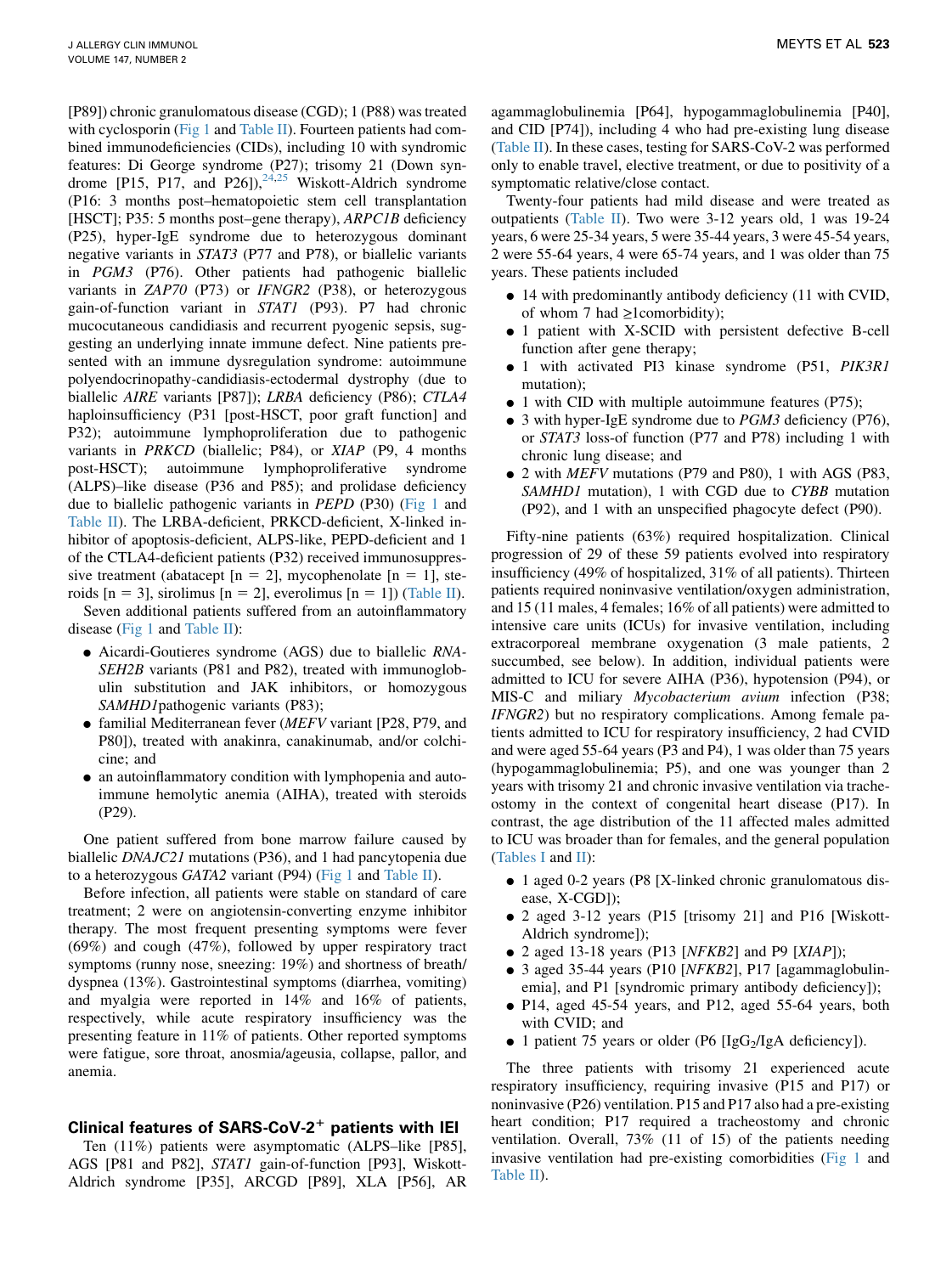[P89]) chronic granulomatous disease (CGD); 1 (P88) was treated with cyclosporin (Fig 1 and Table II). Fourteen patients had combined immunodeficiencies (CIDs), including 10 with syndromic features: Di George syndrome (P27); trisomy 21 (Down syndrome [P15, P17, and P26]),[24,25] Wiskott-Aldrich syndrome (P16: 3 months post–hematopoietic stem cell transplantation [HSCT]; P35: 5 months post–gene therapy), *ARPC1B* deficiency (P25), hyper-IgE syndrome due to heterozygous dominant negative variants in *STAT3* (P77 and P78), or biallelic variants in *PGM3* (P76). Other patients had pathogenic biallelic variants in *ZAP70* (P73) or *IFNGR2* (P38), or heterozygous gain-of-function variant in *STAT1* (P93). P7 had chronic mucocutaneous candidiasis and recurrent pyogenic sepsis, suggesting an underlying innate immune defect. Nine patients presented with an immune dysregulation syndrome: autoimmune polyendocrinopathy-candidiasis-ectodermal dystrophy (due to biallelic *AIRE* variants [P87]); *LRBA* deficiency (P86); *CTLA4* haploinsufficiency (P31 [post-HSCT, poor graft function] and P32); autoimmune lymphoproliferation due to pathogenic variants in *PRKCD* (biallelic; P84), or *XIAP* (P9, 4 months post-HSCT); autoimmune lymphoproliferative syndrome (ALPS)–like disease (P36 and P85); and prolidase deficiency due to biallelic pathogenic variants in *PEPD* (P30) (Fig 1 and Table II). The LRBA-deficient, PRKCD-deficient, X-linked inhibitor of apoptosis-deficient, ALPS-like, PEPD-deficient and 1 of the CTLA4-deficient patients (P32) received immunosuppressive treatment (abatacept [n = 2], mycophenolate [n = 1], steroids [n = 3], sirolimus [n = 2], everolimus [n = 1]) (Table II).

Seven additional patients suffered from an autoinflammatory disease (Fig 1 and Table II):

- Aicardi-Goutieres syndrome (AGS) due to biallelic *RNASEH2B* variants (P81 and P82), treated with immunoglobulin substitution and JAK inhibitors, or homozygous *SAMHD1* pathogenic variants (P83);
- familial Mediterranean fever (*MEFV* variant [P28, P79, and P80]), treated with anakinra, canakinumab, and/or colchicine; and
- an autoinflammatory condition with lymphopenia and autoimmune hemolytic anemia (AIHA), treated with steroids (P29).

One patient suffered from bone marrow failure caused by biallelic *DNAJC21* mutations (P36), and 1 had pancytopenia due to a heterozygous *GATA2* variant (P94) (Fig 1 and Table II).

Before infection, all patients were stable on standard of care treatment; 2 were on angiotensin-converting enzyme inhibitor therapy. The most frequent presenting symptoms were fever (69%) and cough (47%), followed by upper respiratory tract symptoms (runny nose, sneezing: 19%) and shortness of breath/dyspnea (13%). Gastrointestinal symptoms (diarrhea, vomiting) and myalgia were reported in 14% and 16% of patients, respectively, while acute respiratory insufficiency was the presenting feature in 11% of patients. Other reported symptoms were fatigue, sore throat, anosmia/ageusia, collapse, pallor, and anemia.

## Clinical features of SARS-CoV-2$^+$ patients with IEI

Ten (11%) patients were asymptomatic (ALPS–like [P85], AGS [P81 and P82], *STAT1* gain-of-function [P93], Wiskott-Aldrich syndrome [P35], ARCGD [P89], XLA [P56], AR agammaglobulinemia [P64], hypogammaglobulinemia [P40], and CID [P74]), including 4 who had pre-existing lung disease (Table II). In these cases, testing for SARS-CoV-2 was performed only to enable travel, elective treatment, or due to positivity of a symptomatic relative/close contact.

Twenty-four patients had mild disease and were treated as outpatients (Table II). Two were 3-12 years old, 1 was 19-24 years, 6 were 25-34 years, 5 were 35-44 years, 3 were 45-54 years, 2 were 55-64 years, 4 were 65-74 years, and 1 was older than 75 years. These patients included

- 14 with predominantly antibody deficiency (11 with CVID, of whom 7 had ≥1comorbidity);
- 1 patient with X-SCID with persistent defective B-cell function after gene therapy;
- 1 with activated PI3 kinase syndrome (P51, *PIK3R1* mutation);
- 1 with CID with multiple autoimmune features (P75);
- 3 with hyper-IgE syndrome due to *PGM3* deficiency (P76), or *STAT3* loss-of function (P77 and P78) including 1 with chronic lung disease; and
- 2 with *MEFV* mutations (P79 and P80), 1 with AGS (P83, *SAMHD1* mutation), 1 with CGD due to *CYBB* mutation (P92), and 1 with an unspecified phagocyte defect (P90).

Fifty-nine patients (63%) required hospitalization. Clinical progression of 29 of these 59 patients evolved into respiratory insufficiency (49% of hospitalized, 31% of all patients). Thirteen patients required noninvasive ventilation/oxygen administration, and 15 (11 males, 4 females; 16% of all patients) were admitted to intensive care units (ICUs) for invasive ventilation, including extracorporeal membrane oxygenation (3 male patients, 2 succumbed, see below). In addition, individual patients were admitted to ICU for severe AIHA (P36), hypotension (P94), or MIS-C and miliary *Mycobacterium avium* infection (P38; *IFNGR2*) but no respiratory complications. Among female patients admitted to ICU for respiratory insufficiency, 2 had CVID and were aged 55-64 years (P3 and P4), 1 was older than 75 years (hypogammaglobulinemia; P5), and one was younger than 2 years with trisomy 21 and chronic invasive ventilation via tracheostomy in the context of congenital heart disease (P17). In contrast, the age distribution of the 11 affected males admitted to ICU was broader than for females, and the general population (Tables I and II):

- 1 aged 0-2 years (P8 [X-linked chronic granulomatous disease, X-CGD]);
- 2 aged 3-12 years (P15 [trisomy 21] and P16 [Wiskott-Aldrich syndrome]);
- 2 aged 13-18 years (P13 [*NFKB2*] and P9 [*XIAP*]);
- 3 aged 35-44 years (P10 [*NFKB2*], P17 [agammaglobulinemia], and P1 [syndromic primary antibody deficiency]);
- P14, aged 45-54 years, and P12, aged 55-64 years, both with CVID; and
- 1 patient 75 years or older (P6 [$IgG_2$/IgA deficiency]).

The three patients with trisomy 21 experienced acute respiratory insufficiency, requiring invasive (P15 and P17) or noninvasive (P26) ventilation. P15 and P17 also had a pre-existing heart condition; P17 required a tracheostomy and chronic ventilation. Overall, 73% (11 of 15) of the patients needing invasive ventilation had pre-existing comorbidities (Fig 1 and Table II).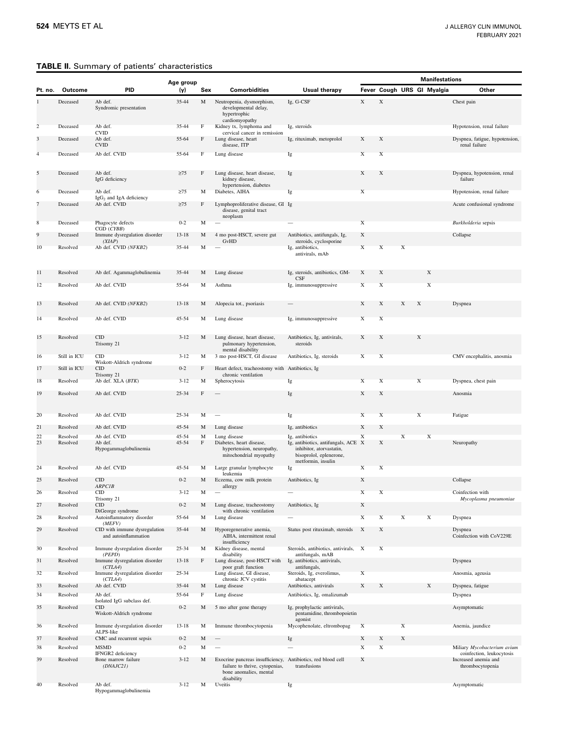**TABLE II.** Summary of patients' characteristics

| Pt. no. | Outcome | PID | Age group (y) | Sex | Comorbidities | Usual therapy | Manifestations | | | | | |
|---|---|---|---|---|---|---|---|---|---|---|---|---|
| | | | | | | | Fever | Cough | URS | GI | Myalgia | Other |
| 1 | Deceased | Ab def. Syndromic presentation | 35-44 | M | Neutropenia, dysmorphism, developmental delay, hypertrophic cardiomyopathy | Ig, G-CSF | X | X | | | | Chest pain |
| 2 | Deceased | Ab def. CVID | 35-44 | F | Kidney tx, lymphoma and cervical cancer in remission | Ig, steroids | | | | | | Hypotension, renal failure |
| 3 | Deceased | Ab def. CVID | 55-64 | F | Lung disease, heart disease, ITP | Ig, rituximab, metoprolol | X | X | | | | Dyspnea, fatigue, hypotension, renal failure |
| 4 | Deceased | Ab def. CVID | 55-64 | F | Lung disease | Ig | X | X | | | | |
| 5 | Deceased | Ab def. IgG deficiency | ≥75 | F | Lung disease, heart disease, kidney disease, hypertension, diabetes | Ig | X | X | | | | Dyspnea, hypotension, renal failure |
| 6 | Deceased | Ab def. $IgG_2$ and IgA deficiency | ≥75 | M | Diabetes, AIHA | Ig | X | | | | | Hypotension, renal failure |
| 7 | Deceased | Ab def. CVID | ≥75 | F | Lymphoproliferative disease, GI disease, genital tract neoplasm | Ig | | | | | | Acute confusional syndrome |
| 8 | Deceased | Phagocyte defects CGD (*CYBB*) | 0-2 | M | — | — | X | | | | | *Burkholderia* sepsis |
| 9 | Deceased | Immune dysregulation disorder (*XIAP*) | 13-18 | M | 4 mo post-HSCT, severe gut GvHD | Antibiotics, antifungals, Ig, steroids, cyclosporine | X | | | | | Collapse |
| 10 | Resolved | Ab def. CVID (*NFKB2*) | 35-44 | M | — | Ig, antibiotics, antivirals, mAb | X | X | X | | | |
| 11 | Resolved | Ab def. Agammaglobulinemia | 35-44 | M | Lung disease | Ig, steroids, antibiotics, GM-CSF | X | X | | | X | |
| 12 | Resolved | Ab def. CVID | 55-64 | M | Asthma | Ig, immunosuppressive | X | X | | | X | |
| 13 | Resolved | Ab def. CVID (*NFKB2*) | 13-18 | M | Alopecia tot., psoriasis | — | X | X | X | X | | Dyspnea |
| 14 | Resolved | Ab def. CVID | 45-54 | M | Lung disease | Ig, immunosuppressive | X | X | | | | |
| 15 | Resolved | CID Trisomy 21 | 3-12 | M | Lung disease, heart disease, pulmonary hypertension, mental disability | Antibiotics, Ig, antivirals, steroids | X | X | | X | | |
| 16 | Still in ICU | CID Wiskott-Aldrich syndrome | 3-12 | M | 3 mo post-HSCT, GI disease | Antibiotics, Ig, steroids | X | X | | | | CMV encephalitis, anosmia |
| 17 | Still in ICU | CID Trisomy 21 | 0-2 | F | Heart defect, tracheostomy with chronic ventilation | Antibiotics, Ig | | | | | | |
| 18 | Resolved | Ab def. XLA (*BTK*) | 3-12 | M | Spherocytosis | Ig | X | X | | X | | Dyspnea, chest pain |
| 19 | Resolved | Ab def. CVID | 25-34 | F | — | Ig | X | X | | | | Anosmia |
| 20 | Resolved | Ab def. CVID | 25-34 | M | — | Ig | X | X | | X | | Fatigue |
| 21 | Resolved | Ab def. CVID | 45-54 | M | Lung disease | Ig, antibiotics | X | X | | | | |
| 22 | Resolved | Ab def. CVID | 45-54 | M | Lung disease | Ig, antibiotics | X | | X | | X | |
| 23 | Resolved | Ab def. Hypogammaglobulinemia | 45-54 | F | Diabetes, heart disease, hypertension, neuropathy, mitochondrial myopathy | Ig, antibiotics, antifungals, ACE inhibitor, atorvastatin, bisoprolol, eplenerone, metformin, insulin | X | X | | | | Neuropathy |
| 24 | Resolved | Ab def. CVID | 45-54 | M | Large granular lymphocyte leukemia | Ig | X | X | | | | |
| 25 | Resolved | CID *ARPC1B* | 0-2 | M | Eczema, cow milk protein allergy | Antibiotics, Ig | X | | | | | Collapse |
| 26 | Resolved | CID Trisomy 21 | 3-12 | M | — | — | X | X | | | | Coinfection with *Mycoplasma pneumoniae* |
| 27 | Resolved | CID DiGeorge syndrome | 0-2 | M | Lung disease, tracheostomy with chronic ventilation | Antibiotics, Ig | X | | | | | |
| 28 | Resolved | Autoinflammatory disorder (*MEFV*) | 55-64 | M | Lung disease | — | X | X | X | | X | Dyspnea |
| 29 | Resolved | CID with immune dysregulation and autoinflammation | 35-44 | M | Hyporegenerative anemia, AIHA, intermittent renal insufficiency | Status post rituximab, steroids | X | X | | | | Dyspnea Coinfection with CoV229E |
| 30 | Resolved | Immune dysregulation disorder (*PEPD*) | 25-34 | M | Kidney disease, mental disability | Steroids, antibiotics, antivirals, antifungals, mAB | X | X | | | | |
| 31 | Resolved | Immune dysregulation disorder (*CTLA4*) | 13-18 | F | Lung disease, post-HSCT with poor graft function | Ig, antibiotics, antivirals, antifungals, | | | | | | Dyspnea |
| 32 | Resolved | Immune dysregulation disorder (*CTLA4*) | 25-34 | | Lung disease, GI disease, chronic JCV cystitis | Steroids, Ig, everolimus, abatacept | X | | | | | Anosmia, ageusia |
| 33 | Resolved | Ab def. CVID | 35-44 | M | Lung disease | Antibiotics, antivirals | X | X | | | X | Dyspnea, fatigue |
| 34 | Resolved | Ab def. Isolated IgG subclass def. | 55-64 | F | Lung disease | Antibiotics, Ig, omalizumab | | | | | | Dyspnea |
| 35 | Resolved | CID Wiskott-Aldrich syndrome | 0-2 | M | 5 mo after gene therapy | Ig, prophylactic antivirals, pentamidine, thrombopoietin agonist | | | | | | Asymptomatic |
| 36 | Resolved | Immune dysregulation disorder ALPS-like | 13-18 | M | Immune thrombocytopenia | Mycophenolate, eltrombopag | X | | X | | | Anemia, jaundice |
| 37 | Resolved | CMC and recurrent sepsis | 0-2 | M | — | Ig | X | X | X | | | |
| 38 | Resolved | MSMD IFNGR2 deficiency | 0-2 | M | — | — | X | X | | | | Miliary *Mycobacterium avium* coinfection, leukocytosis |
| 39 | Resolved | Bone marrow failure (*DNAJC21*) | 3-12 | M | Exocrine pancreas insufficiency, failure to thrive, cytopenias, bone anomalies, mental disability | Antibiotics, red blood cell transfusions | X | | | | | Increased anemia and thrombocytopenia |
| 40 | Resolved | Ab def. Hypogammaglobulinemia | 3-12 | M | Uveitis | Ig | | | | | | Asymptomatic |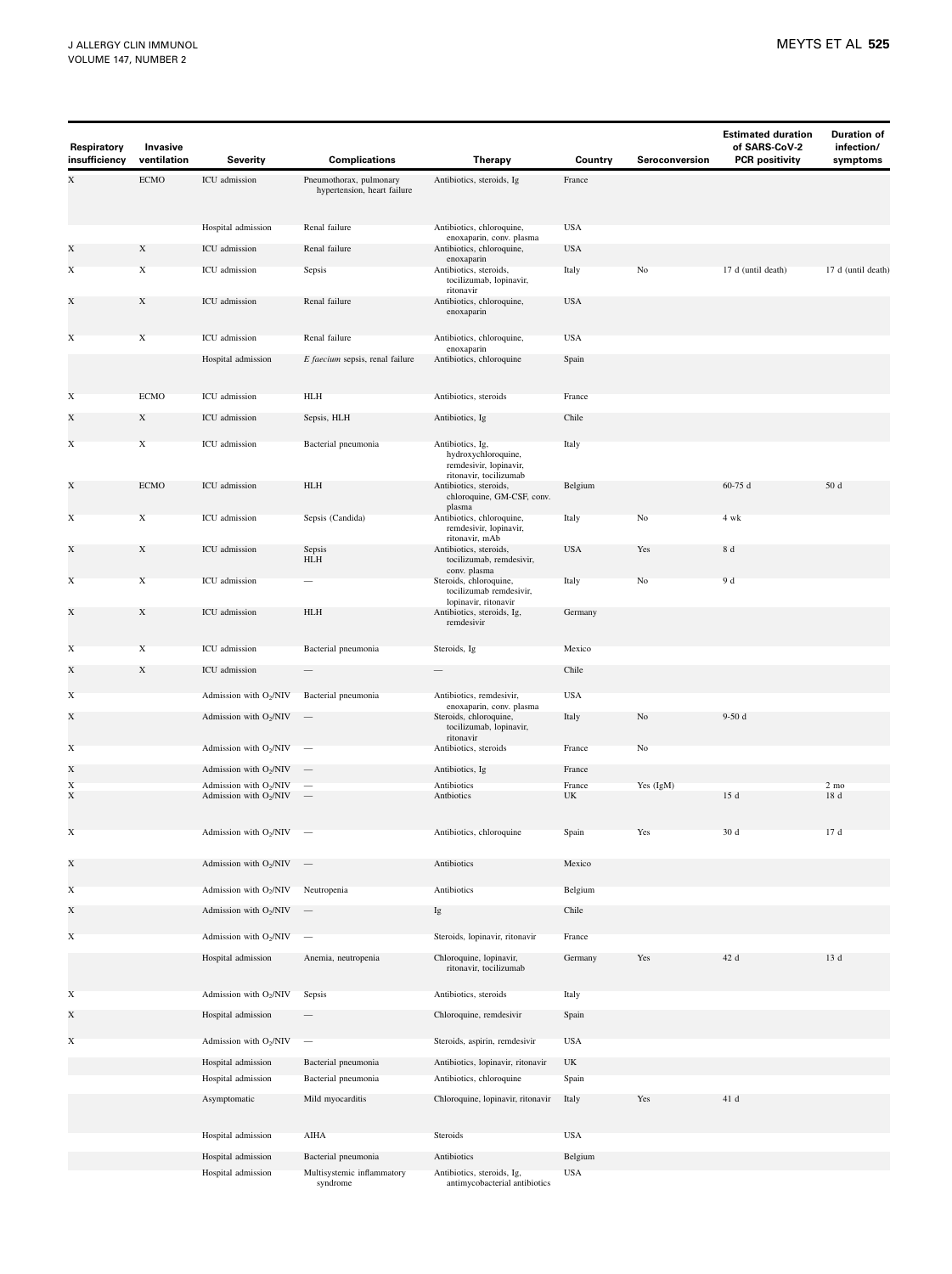| Respiratory insufficiency | Invasive ventilation | Severity | Complications | Therapy | Country | Seroconversion | Estimated duration of SARS-CoV-2 PCR positivity | Duration of infection/symptoms |
|---|---|---|---|---|---|---|---|---|
| X | ECMO | ICU admission | Pneumothorax, pulmonary hypertension, heart failure | Antibiotics, steroids, Ig | France | | | |
| | | Hospital admission | Renal failure | Antibiotics, chloroquine, enoxaparin, conv. plasma | USA | | | |
| X | X | ICU admission | Renal failure | Antibiotics, chloroquine, enoxaparin | USA | | | |
| X | X | ICU admission | Sepsis | Antibiotics, steroids, tocilizumab, lopinavir, ritonavir | Italy | No | 17 d (until death) | 17 d (until death) |
| X | X | ICU admission | Renal failure | Antibiotics, chloroquine, enoxaparin | USA | | | |
| X | X | ICU admission | Renal failure | Antibiotics, chloroquine, enoxaparin | USA | | | |
| | | Hospital admission | *E faecium* sepsis, renal failure | Antibiotics, chloroquine | Spain | | | |
| X | ECMO | ICU admission | HLH | Antibiotics, steroids | France | | | |
| X | X | ICU admission | Sepsis, HLH | Antibiotics, Ig | Chile | | | |
| X | X | ICU admission | Bacterial pneumonia | Antibiotics, Ig, hydroxychloroquine, remdesivir, lopinavir, ritonavir, tocilizumab | Italy | | | |
| X | ECMO | ICU admission | HLH | Antibiotics, steroids, chloroquine, GM-CSF, conv. plasma | Belgium | | 60-75 d | 50 d |
| X | X | ICU admission | Sepsis (Candida) | Antibiotics, chloroquine, remdesivir, lopinavir, ritonavir, mAb | Italy | No | 4 wk | |
| X | X | ICU admission | Sepsis HLH | Antibiotics, steroids, tocilizumab, remdesivir, conv. plasma | USA | Yes | 8 d | |
| X | X | ICU admission | — | Steroids, chloroquine, tocilizumab remdesivir, lopinavir, ritonavir | Italy | No | 9 d | |
| X | X | ICU admission | HLH | Antibiotics, steroids, Ig, remdesivir | Germany | | | |
| X | X | ICU admission | Bacterial pneumonia | Steroids, Ig | Mexico | | | |
| X | X | ICU admission | — | — | Chile | | | |
| X | | Admission with $O_2$/NIV | Bacterial pneumonia | Antibiotics, remdesivir, enoxaparin, conv. plasma | USA | | | |
| X | | Admission with $O_2$/NIV | — | Steroids, chloroquine, tocilizumab, lopinavir, ritonavir | Italy | No | 9-50 d | |
| X | | Admission with $O_2$/NIV | — | Antibiotics, steroids | France | No | | |
| X | | Admission with $O_2$/NIV | — | Antibiotics, Ig | France | | | |
| X | | Admission with $O_2$/NIV | — | Antibiotics | France | Yes (IgM) | | 2 mo |
| X | | Admission with $O_2$/NIV | — | Antbiotics | UK | | 15 d | 18 d |
| X | | Admission with $O_2$/NIV | — | Antibiotics, chloroquine | Spain | Yes | 30 d | 17 d |
| X | | Admission with $O_2$/NIV | — | Antibiotics | Mexico | | | |
| X | | Admission with $O_2$/NIV | Neutropenia | Antibiotics | Belgium | | | |
| X | | Admission with $O_2$/NIV | — | Ig | Chile | | | |
| X | | Admission with $O_2$/NIV | — | Steroids, lopinavir, ritonavir | France | | | |
| | | Hospital admission | Anemia, neutropenia | Chloroquine, lopinavir, ritonavir, tocilizumab | Germany | Yes | 42 d | 13 d |
| X | | Admission with $O_2$/NIV | Sepsis | Antibiotics, steroids | Italy | | | |
| X | | Hospital admission | — | Chloroquine, remdesivir | Spain | | | |
| X | | Admission with $O_2$/NIV | — | Steroids, aspirin, remdesivir | USA | | | |
| | | Hospital admission | Bacterial pneumonia | Antibiotics, lopinavir, ritonavir | UK | | | |
| | | Hospital admission | Bacterial pneumonia | Antibiotics, chloroquine | Spain | | | |
| | | Asymptomatic | Mild myocarditis | Chloroquine, lopinavir, ritonavir | Italy | Yes | 41 d | |
| | | Hospital admission | AIHA | Steroids | USA | | | |
| | | Hospital admission | Bacterial pneumonia | Antibiotics | Belgium | | | |
| | | Hospital admission | Multisystemic inflammatory syndrome | Antibiotics, steroids, Ig, antimycobacterial antibiotics | USA | | | |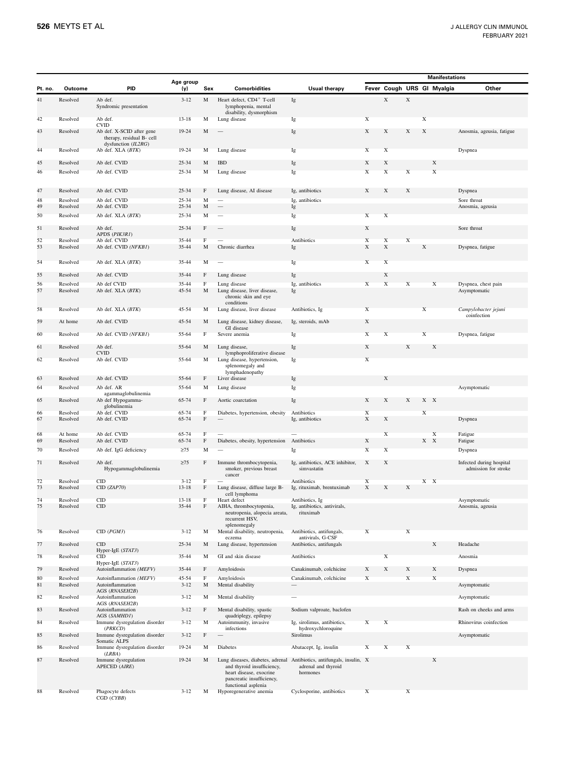| Pt. no. | Outcome | PID | Age group (y) | Sex | Comorbidities | Usual therapy | Manifestations | | | | | | |
|---|---|---|---|---|---|---|---|---|---|---|---|---|---|
| | | | | | | | Fever | Cough | URS | GI | Myalgia | Other |
| 41 | Resolved | Ab def. Syndromic presentation | 3-12 | M | Heart defect, $CD4^+$ T-cell lymphopenia, mental disability, dysmorphism | Ig | | X | X | | | |
| 42 | Resolved | Ab def. CVID | 13-18 | M | Lung disease | Ig | X | | | X | | |
| 43 | Resolved | Ab def. X-SCID after gene therapy, residual B- cell dysfunction (*IL2RG*) | 19-24 | M | — | Ig | X | X | X | X | | Anosmia, ageusia, fatigue |
| 44 | Resolved | Ab def. XLA (*BTK*) | 19-24 | M | Lung disease | Ig | X | X | | | | Dyspnea |
| 45 | Resolved | Ab def. CVID | 25-34 | M | IBD | Ig | X | X | | | X | |
| 46 | Resolved | Ab def. CVID | 25-34 | M | Lung disease | Ig | X | X | X | | X | |
| 47 | Resolved | Ab def. CVID | 25-34 | F | Lung disease, AI disease | Ig, antibiotics | X | X | X | | | Dyspnea |
| 48 | Resolved | Ab def. CVID | 25-34 | M | — | Ig, antibiotics | | | | | | Sore throat |
| 49 | Resolved | Ab def. CVID | 25-34 | M | — | Ig | | | | | | Anosmia, ageusia |
| 50 | Resolved | Ab def. XLA (*BTK*) | 25-34 | M | — | Ig | X | X | | | | |
| 51 | Resolved | Ab def. APDS (*PIK3R1*) | 25-34 | F | — | Ig | X | | | | | Sore throat |
| 52 | Resolved | Ab def. CVID | 35-44 | F | — | Antibiotics | X | X | X | | | |
| 53 | Resolved | Ab def. CVID (*NFKB1*) | 35-44 | M | Chronic diarrhea | Ig | X | X | | X | | Dyspnea, fatigue |
| 54 | Resolved | Ab def. XLA (*BTK*) | 35-44 | M | — | Ig | X | X | | | | |
| 55 | Resolved | Ab def. CVID | 35-44 | F | Lung disease | Ig | | X | | | | |
| 56 | Resolved | Ab def CVID | 35-44 | F | Lung disease | Ig, antibiotics | X | X | X | | X | Dyspnea, chest pain |
| 57 | Resolved | Ab def. XLA (*BTK*) | 45-54 | M | Lung disease, liver disease, chronic skin and eye conditions | Ig | | | | | | Asymptomatic |
| 58 | Resolved | Ab def. XLA (*BTK*) | 45-54 | M | Lung disease, liver disease | Antibiotics, Ig | X | | | X | | *Campylobacter jejuni* coinfection |
| 59 | At home | Ab def. CVID | 45-54 | M | Lung disease, kidney disease, GI disease | Ig, steroids, mAb | X | | | | | |
| 60 | Resolved | Ab def. CVID (*NFKB1*) | 55-64 | F | Severe anemia | Ig | X | X | | X | | Dyspnea, fatigue |
| 61 | Resolved | Ab def. CVID | 55-64 | M | Lung disease, lymphoproliferative disease | Ig | X | | X | | X | |
| 62 | Resolved | Ab def. CVID | 55-64 | M | Lung disease, hypertension, splenomegaly and lymphadenopathy | Ig | X | | | | | |
| 63 | Resolved | Ab def. CVID | 55-64 | F | Liver disease | Ig | | X | | | | |
| 64 | Resolved | Ab def. AR agammaglobulinemia | 55-64 | M | Lung disease | Ig | | | | | | Asymptomatic |
| 65 | Resolved | Ab def Hypogammaglobulinemia | 65-74 | F | Aortic coarctation | Ig | X | X | X | X | X | |
| 66 | Resolved | Ab def. CVID | 65-74 | F | Diabetes, hypertension, obesity | Antibiotics | X | | | X | | |
| 67 | Resolved | Ab def. CVID | 65-74 | F | — | Ig, antibiotics | X | X | | | | Dyspnea |
| 68 | At home | Ab def. CVID | 65-74 | F | — | — | | X | | | X | Fatigue |
| 69 | Resolved | Ab def. CVID | 65-74 | F | Diabetes, obesity, hypertension | Antibiotics | X | | | X | X | Fatigue |
| 70 | Resolved | Ab def. IgG deficiency | ≥75 | M | — | Ig | X | X | | | | Dyspnea |
| 71 | Resolved | Ab def. Hypogammaglobulinemia | ≥75 | F | Immune thrombocytopenia, smoker, previous breast cancer | Ig, antibiotics, ACE inhibitor, simvastatin | X | X | | | | Infected during hospital admission for stroke |
| 72 | Resolved | CID | 3-12 | F | — | Antibiotics | X | | | X | X | |
| 73 | Resolved | CID (*ZAP70*) | 13-18 | F | Lung disease, diffuse large B-cell lymphoma | Ig, rituximab, brentuximab | X | X | X | | | |
| 74 | Resolved | CID | 13-18 | F | Heart defect | Antibiotics, Ig | | | | | | Asymptomatic |
| 75 | Resolved | CID | 35-44 | F | AIHA, thrombocytopenia, neutropenia, alopecia areata, recurrent HSV, splenomegaly | Ig, antibiotics, antivirals, rituximab | | | | | | Anosmia, ageusia |
| 76 | Resolved | CID (*PGM3*) | 3-12 | M | Mental disability, neutropenia, eczema | Antibiotics, antifungals, antivirals, G-CSF | X | | X | | | |
| 77 | Resolved | CID Hyper-IgE (*STAT3*) | 25-34 | M | Lung disease, hypertension | Antibiotics, antifungals | | | | | X | Headache |
| 78 | Resolved | CID Hyper-IgE (*STAT3*) | 35-44 | M | GI and skin disease | Antibiotics | | X | | | | Anosmia |
| 79 | Resolved | Autoinflammation (*MEFV*) | 35-44 | F | Amyloidosis | Canakinumab, colchicine | X | X | X | | X | Dyspnea |
| 80 | Resolved | Autoinflammation (*MEFV*) | 45-54 | F | Amyloidosis | Canakinumab, colchicine | X | | X | | X | |
| 81 | Resolved | Autoinflammation AGS (*RNASEH2B*) | 3-12 | M | Mental disability | — | | | | | | Asymptomatic |
| 82 | Resolved | Autoinflammation AGS (*RNASEH2B*) | 3-12 | M | Mental disability | — | | | | | | Asymptomatic |
| 83 | Resolved | Autoinflammation AGS (*SAMHD1*) | 3-12 | F | Mental disability, spastic quadriplegy, epilepsy | Sodium valproate, baclofen | | | | | | Rash on cheeks and arms |
| 84 | Resolved | Immune dysregulation disorder (*PRKCD*) | 3-12 | M | Autoimmunity, invasive infections | Ig, sirolimus, antibiotics, hydroxychloroquine | X | X | | | | Rhinovirus coinfection |
| 85 | Resolved | Immune dysregulation disorder Somatic ALPS | 3-12 | F | — | Sirolimus | | | | | | Asymptomatic |
| 86 | Resolved | Immune dysregulation disorder (*LRBA*) | 19-24 | M | Diabetes | Abatacept, Ig, insulin | X | X | X | | | |
| 87 | Resolved | Immune dysregulation APECED (*AIRE*) | 19-24 | M | Lung diseases, diabetes, adrenal and thyroid insufficiency, heart disease, exocrine pancreatic insufficiency, functional asplenia | Antibiotics, antifungals, insulin, adrenal and thyroid hormones | X | | | | X | |
| 88 | Resolved | Phagocyte defects CGD (*CYBB*) | 3-12 | M | Hyporegenerative anemia | Cyclosporine, antibiotics | X | | X | | | |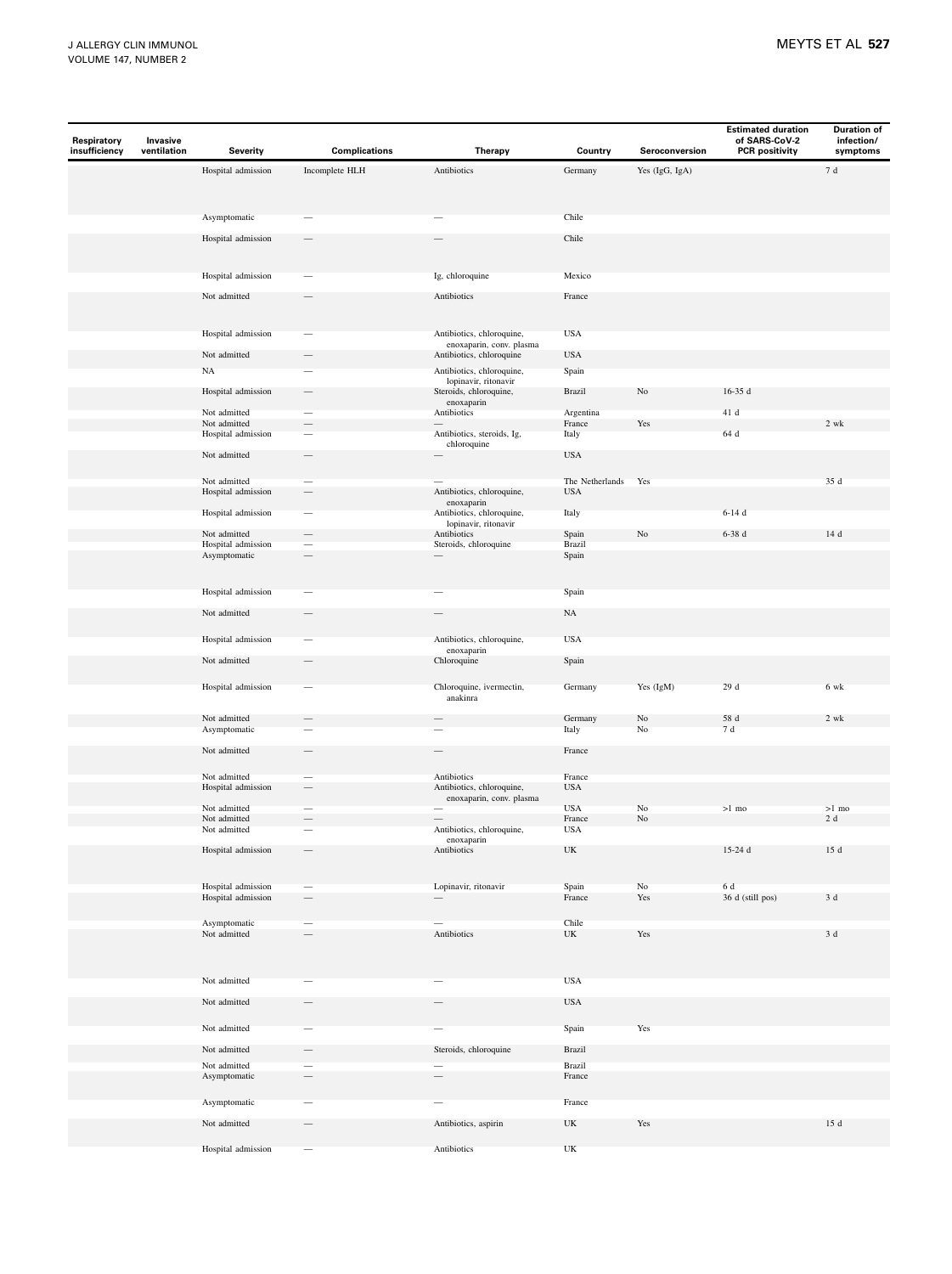| Respiratory insufficiency | Invasive ventilation | Severity | Complications | Therapy | Country | Seroconversion | Estimated duration of SARS-CoV-2 PCR positivity | Duration of infection/ symptoms |
|---|---|---|---|---|---|---|---|---|
| | | Hospital admission | Incomplete HLH | Antibiotics | Germany | Yes (IgG, IgA) | | 7 d |
| | | Asymptomatic | — | — | Chile | | | |
| | | Hospital admission | — | — | Chile | | | |
| | | Hospital admission | — | Ig, chloroquine | Mexico | | | |
| | | Not admitted | — | Antibiotics | France | | | |
| | | Hospital admission | — | Antibiotics, chloroquine, enoxaparin, conv. plasma | USA | | | |
| | | Not admitted | — | Antibiotics, chloroquine | USA | | | |
| | | NA | — | Antibiotics, chloroquine, lopinavir, ritonavir | Spain | | | |
| | | Hospital admission | — | Steroids, chloroquine, enoxaparin | Brazil | No | 16-35 d | |
| | | Not admitted | — | Antibiotics | Argentina | | 41 d | |
| | | Not admitted | — | — | France | Yes | | 2 wk |
| | | Hospital admission | — | Antibiotics, steroids, Ig, chloroquine | Italy | | 64 d | |
| | | Not admitted | — | — | USA | | | |
| | | Not admitted | — | — | The Netherlands | Yes | | 35 d |
| | | Hospital admission | — | Antibiotics, chloroquine, enoxaparin | USA | | | |
| | | Hospital admission | — | Antibiotics, chloroquine, lopinavir, ritonavir | Italy | | 6-14 d | |
| | | Not admitted | — | Antibiotics | Spain | No | 6-38 d | 14 d |
| | | Hospital admission | — | Steroids, chloroquine | Brazil | | | |
| | | Asymptomatic | — | — | Spain | | | |
| | | Hospital admission | — | — | Spain | | | |
| | | Not admitted | — | — | NA | | | |
| | | Hospital admission | — | Antibiotics, chloroquine, enoxaparin | USA | | | |
| | | Not admitted | — | Chloroquine | Spain | | | |
| | | Hospital admission | — | Chloroquine, ivermectin, anakinra | Germany | Yes (IgM) | 29 d | 6 wk |
| | | Not admitted | — | — | Germany | No | 58 d | 2 wk |
| | | Asymptomatic | — | — | Italy | No | 7 d | |
| | | Not admitted | — | — | France | | | |
| | | Not admitted | — | Antibiotics | France | | | |
| | | Hospital admission | — | Antibiotics, chloroquine, enoxaparin, conv. plasma | USA | | | |
| | | Not admitted | — | — | USA | No | >1 mo | >1 mo |
| | | Not admitted | — | — | France | No | | 2 d |
| | | Not admitted | — | Antibiotics, chloroquine, enoxaparin | USA | | | |
| | | Hospital admission | — | Antibiotics | UK | | 15-24 d | 15 d |
| | | Hospital admission | — | Lopinavir, ritonavir | Spain | No | 6 d | |
| | | Hospital admission | — | — | France | Yes | 36 d (still pos) | 3 d |
| | | Asymptomatic | — | — | Chile | | | |
| | | Not admitted | — | Antibiotics | UK | Yes | | 3 d |
| | | Not admitted | — | — | USA | | | |
| | | Not admitted | — | — | USA | | | |
| | | Not admitted | — | — | Spain | Yes | | |
| | | Not admitted | — | Steroids, chloroquine | Brazil | | | |
| | | Not admitted | — | — | Brazil | | | |
| | | Asymptomatic | — | — | France | | | |
| | | Asymptomatic | — | — | France | | | |
| | | Not admitted | — | Antibiotics, aspirin | UK | Yes | | 15 d |
| | | Hospital admission | — | Antibiotics | UK | | | |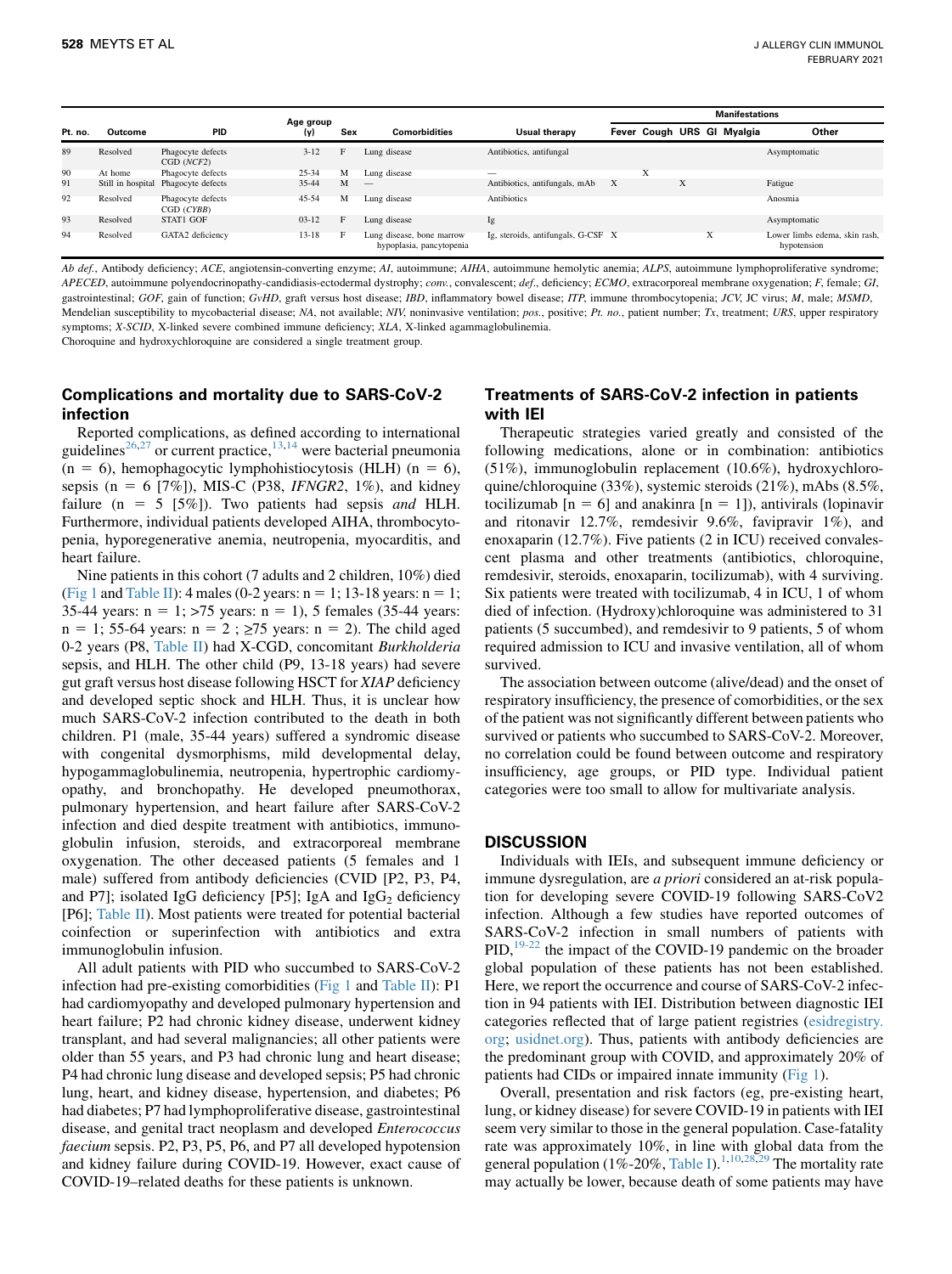| Pt. no. | Outcome | PID | Age group (y) | Sex | Comorbidities | Usual therapy | Manifestations | | | | | |
|---|---|---|---|---|---|---|---|---|---|---|---|---|
| | | | | | | | Fever | Cough | URS | GI | Myalgia | Other |
| 89 | Resolved | Phagocyte defects CGD (*NCF2*) | 3-12 | F | Lung disease | Antibiotics, antifungal | | | | | | Asymptomatic |
| 90 | At home | Phagocyte defects | 25-34 | M | Lung disease | — | | X | | | | |
| 91 | Still in hospital | Phagocyte defects | 35-44 | M | — | Antibiotics, antifungals, mAb | X | | X | | | Fatigue |
| 92 | Resolved | Phagocyte defects CGD (*CYBB*) | 45-54 | M | Lung disease | Antibiotics | | | | | | Anosmia |
| 93 | Resolved | STAT1 GOF | 03-12 | F | Lung disease | Ig | | | | | | Asymptomatic |
| 94 | Resolved | GATA2 deficiency | 13-18 | F | Lung disease, bone marrow hypoplasia, pancytopenia | Ig, steroids, antifungals, G-CSF | X | | | X | | Lower limbs edema, skin rash, hypotension |

*Ab def.*, Antibody deficiency; *ACE*, angiotensin-converting enzyme; *AI*, autoimmune; *AIHA*, autoimmune hemolytic anemia; *ALPS*, autoimmune lymphoproliferative syndrome; *APECED*, autoimmune polyendocrinopathy-candidiasis-ectodermal dystrophy; *conv.*, convalescent; *def.*, deficiency; *ECMO*, extracorporeal membrane oxygenation; *F*, female; *GI*, gastrointestinal; *GOF*, gain of function; *GvHD*, graft versus host disease; *IBD*, inflammatory bowel disease; *ITP*, immune thrombocytopenia; *JCV*, JC virus; *M*, male; *MSMD*, Mendelian susceptibility to mycobacterial disease; *NA*, not available; *NIV*, noninvasive ventilation; *pos.*, positive; *Pt. no.*, patient number; *Tx*, treatment; *URS*, upper respiratory symptoms; *X-SCID*, X-linked severe combined immune deficiency; *XLA*, X-linked agammaglobulinemia.

Choroquine and hydroxychloroquine are considered a single treatment group.

## Complications and mortality due to SARS-CoV-2 infection

Reported complications, as defined according to international guidelines[26,27] or current practice,[13,14] were bacterial pneumonia (n = 6), hemophagocytic lymphohistiocytosis (HLH) (n = 6), sepsis (n = 6 [7%]), MIS-C (P38, *IFNGR2*, 1%), and kidney failure (n = 5 [5%]). Two patients had sepsis *and* HLH. Furthermore, individual patients developed AIHA, thrombocytopenia, hyporegenerative anemia, neutropenia, myocarditis, and heart failure.

Nine patients in this cohort (7 adults and 2 children, 10%) died (Fig 1 and Table II): 4 males (0-2 years: n = 1; 13-18 years: n = 1; 35-44 years: n = 1; >75 years: n = 1), 5 females (35-44 years: n = 1; 55-64 years: n = 2 ; ≥75 years: n = 2). The child aged 0-2 years (P8, Table II) had X-CGD, concomitant *Burkholderia* sepsis, and HLH. The other child (P9, 13-18 years) had severe gut graft versus host disease following HSCT for *XIAP* deficiency and developed septic shock and HLH. Thus, it is unclear how much SARS-CoV-2 infection contributed to the death in both children. P1 (male, 35-44 years) suffered a syndromic disease with congenital dysmorphisms, mild developmental delay, hypogammaglobulinemia, neutropenia, hypertrophic cardiomyopathy, and bronchopathy. He developed pneumothorax, pulmonary hypertension, and heart failure after SARS-CoV-2 infection and died despite treatment with antibiotics, immunoglobulin infusion, steroids, and extracorporeal membrane oxygenation. The other deceased patients (5 females and 1 male) suffered from antibody deficiencies (CVID [P2, P3, P4, and P7]; isolated IgG deficiency [P5]; IgA and $IgG_2$ deficiency [P6]; Table II). Most patients were treated for potential bacterial coinfection or superinfection with antibiotics and extra immunoglobulin infusion.

All adult patients with PID who succumbed to SARS-CoV-2 infection had pre-existing comorbidities (Fig 1 and Table II): P1 had cardiomyopathy and developed pulmonary hypertension and heart failure; P2 had chronic kidney disease, underwent kidney transplant, and had several malignancies; all other patients were older than 55 years, and P3 had chronic lung and heart disease; P4 had chronic lung disease and developed sepsis; P5 had chronic lung, heart, and kidney disease, hypertension, and diabetes; P6 had diabetes; P7 had lymphoproliferative disease, gastrointestinal disease, and genital tract neoplasm and developed *Enterococcus faecium* sepsis. P2, P3, P5, P6, and P7 all developed hypotension and kidney failure during COVID-19. However, exact cause of COVID-19–related deaths for these patients is unknown.

## Treatments of SARS-CoV-2 infection in patients with IEI

Therapeutic strategies varied greatly and consisted of the following medications, alone or in combination: antibiotics (51%), immunoglobulin replacement (10.6%), hydroxychloroquine/chloroquine (33%), systemic steroids (21%), mAbs (8.5%, tocilizumab [n = 6] and anakinra [n = 1]), antivirals (lopinavir and ritonavir 12.7%, remdesivir 9.6%, favipravir 1%), and enoxaparin (12.7%). Five patients (2 in ICU) received convalescent plasma and other treatments (antibiotics, chloroquine, remdesivir, steroids, enoxaparin, tocilizumab), with 4 surviving. Six patients were treated with tocilizumab, 4 in ICU, 1 of whom died of infection. (Hydroxy)chloroquine was administered to 31 patients (5 succumbed), and remdesivir to 9 patients, 5 of whom required admission to ICU and invasive ventilation, all of whom survived.

The association between outcome (alive/dead) and the onset of respiratory insufficiency, the presence of comorbidities, or the sex of the patient was not significantly different between patients who survived or patients who succumbed to SARS-CoV-2. Moreover, no correlation could be found between outcome and respiratory insufficiency, age groups, or PID type. Individual patient categories were too small to allow for multivariate analysis.

## DISCUSSION

Individuals with IEIs, and subsequent immune deficiency or immune dysregulation, are *a priori* considered an at-risk population for developing severe COVID-19 following SARS-CoV2 infection. Although a few studies have reported outcomes of SARS-CoV-2 infection in small numbers of patients with PID,[19-22] the impact of the COVID-19 pandemic on the broader global population of these patients has not been established. Here, we report the occurrence and course of SARS-CoV-2 infection in 94 patients with IEI. Distribution between diagnostic IEI categories reflected that of large patient registries (esidregistry.org; usidnet.org). Thus, patients with antibody deficiencies are the predominant group with COVID, and approximately 20% of patients had CIDs or impaired innate immunity (Fig 1).

Overall, presentation and risk factors (eg, pre-existing heart, lung, or kidney disease) for severe COVID-19 in patients with IEI seem very similar to those in the general population. Case-fatality rate was approximately 10%, in line with global data from the general population (1%-20%, Table I).[1,10,28,29] The mortality rate may actually be lower, because death of some patients may have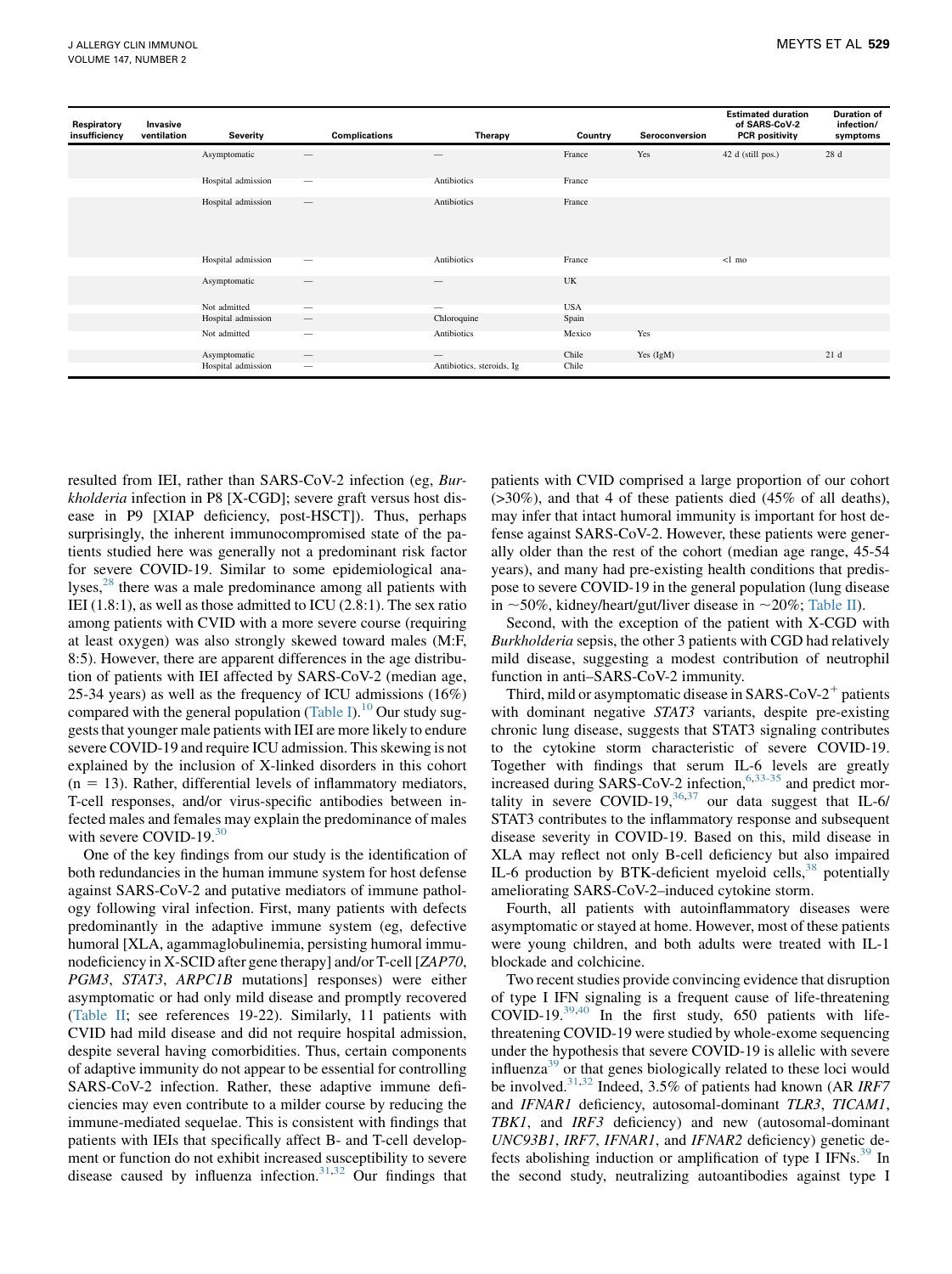| Respiratory insufficiency | Invasive ventilation | Severity | Complications | Therapy | Country | Seroconversion | Estimated duration of SARS-CoV-2 PCR positivity | Duration of infection/ symptoms |
|---|---|---|---|---|---|---|---|---|
| | | Asymptomatic | — | — | France | Yes | 42 d (still pos.) | 28 d |
| | | Hospital admission | — | Antibiotics | France | | | |
| | | Hospital admission | — | Antibiotics | France | | | |
| | | Hospital admission | — | Antibiotics | France | | <1 mo | |
| | | Asymptomatic | — | — | UK | | | |
| | | Not admitted | — | — | USA | | | |
| | | Hospital admission | — | Chloroquine | Spain | | | |
| | | Not admitted | — | Antibiotics | Mexico | Yes | | |
| | | Asymptomatic | — | — | Chile | Yes (IgM) | | 21 d |
| | | Hospital admission | — | Antibiotics, steroids, Ig | Chile | | | |

resulted from IEI, rather than SARS-CoV-2 infection (eg, *Burkholderia* infection in P8 [X-CGD]; severe graft versus host disease in P9 [XIAP deficiency, post-HSCT]). Thus, perhaps surprisingly, the inherent immunocompromised state of the patients studied here was generally not a predominant risk factor for severe COVID-19. Similar to some epidemiological analyses,[28] there was a male predominance among all patients with IEI (1.8:1), as well as those admitted to ICU (2.8:1). The sex ratio among patients with CVID with a more severe course (requiring at least oxygen) was also strongly skewed toward males (M:F, 8:5). However, there are apparent differences in the age distribution of patients with IEI affected by SARS-CoV-2 (median age, 25-34 years) as well as the frequency of ICU admissions (16%) compared with the general population (Table I).[10] Our study suggests that younger male patients with IEI are more likely to endure severe COVID-19 and require ICU admission. This skewing is not explained by the inclusion of X-linked disorders in this cohort (n = 13). Rather, differential levels of inflammatory mediators, T-cell responses, and/or virus-specific antibodies between infected males and females may explain the predominance of males with severe COVID-19.[30]

One of the key findings from our study is the identification of both redundancies in the human immune system for host defense against SARS-CoV-2 and putative mediators of immune pathology following viral infection. First, many patients with defects predominantly in the adaptive immune system (eg, defective humoral [XLA, agammaglobulinemia, persisting humoral immunodeficiency in X-SCID after gene therapy] and/or T-cell [*ZAP70*, *PGM3*, *STAT3*, *ARPC1B* mutations] responses) were either asymptomatic or had only mild disease and promptly recovered (Table II; see references 19-22). Similarly, 11 patients with CVID had mild disease and did not require hospital admission, despite several having comorbidities. Thus, certain components of adaptive immunity do not appear to be essential for controlling SARS-CoV-2 infection. Rather, these adaptive immune deficiencies may even contribute to a milder course by reducing the immune-mediated sequelae. This is consistent with findings that patients with IEIs that specifically affect B- and T-cell development or function do not exhibit increased susceptibility to severe disease caused by influenza infection.[31,32] Our findings that patients with CVID comprised a large proportion of our cohort (>30%), and that 4 of these patients died (45% of all deaths), may infer that intact humoral immunity is important for host defense against SARS-CoV-2. However, these patients were generally older than the rest of the cohort (median age range, 45-54 years), and many had pre-existing health conditions that predispose to severe COVID-19 in the general population (lung disease in ~50%, kidney/heart/gut/liver disease in ~20%; Table II).

Second, with the exception of the patient with X-CGD with *Burkholderia* sepsis, the other 3 patients with CGD had relatively mild disease, suggesting a modest contribution of neutrophil function in anti–SARS-CoV-2 immunity.

Third, mild or asymptomatic disease in SARS-CoV-2$^+$ patients with dominant negative *STAT3* variants, despite pre-existing chronic lung disease, suggests that STAT3 signaling contributes to the cytokine storm characteristic of severe COVID-19. Together with findings that serum IL-6 levels are greatly increased during SARS-CoV-2 infection,[6,33-35] and predict mortality in severe COVID-19,[36,37] our data suggest that IL-6/STAT3 contributes to the inflammatory response and subsequent disease severity in COVID-19. Based on this, mild disease in XLA may reflect not only B-cell deficiency but also impaired IL-6 production by BTK-deficient myeloid cells,[38] potentially ameliorating SARS-CoV-2–induced cytokine storm.

Fourth, all patients with autoinflammatory diseases were asymptomatic or stayed at home. However, most of these patients were young children, and both adults were treated with IL-1 blockade and colchicine.

Two recent studies provide convincing evidence that disruption of type I IFN signaling is a frequent cause of life-threatening COVID-19.[39,40] In the first study, 650 patients with life-threatening COVID-19 were studied by whole-exome sequencing under the hypothesis that severe COVID-19 is allelic with severe influenza[39] or that genes biologically related to these loci would be involved.[31,32] Indeed, 3.5% of patients had known (AR *IRF7* and *IFNAR1* deficiency, autosomal-dominant *TLR3*, *TICAM1*, *TBK1*, and *IRF3* deficiency) and new (autosomal-dominant *UNC93B1*, *IRF7*, *IFNAR1*, and *IFNAR2* deficiency) genetic defects abolishing induction or amplification of type I IFNs.[39] In the second study, neutralizing autoantibodies against type I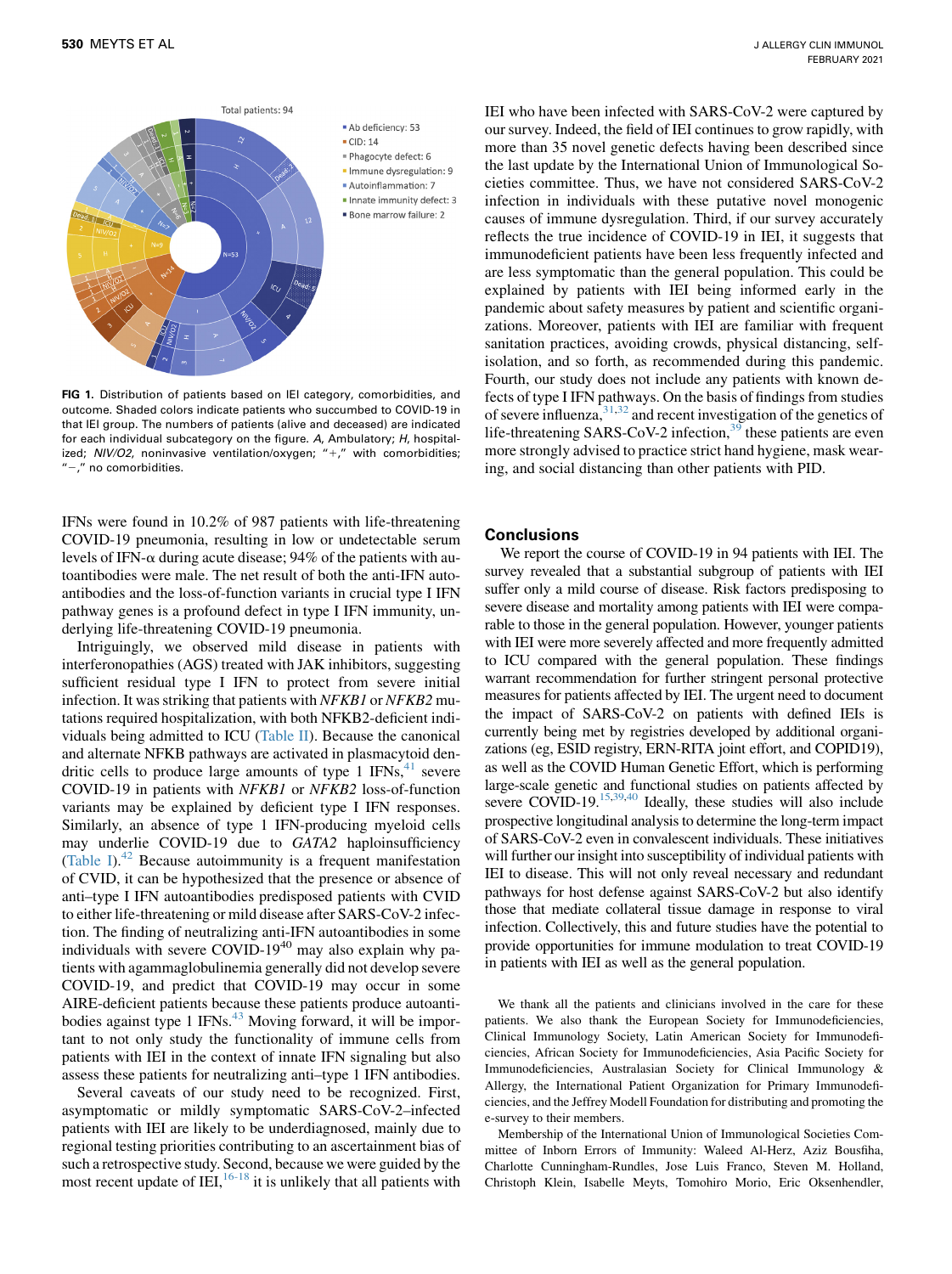FIG 1. Distribution of patients based on IEI category, comorbidities, and outcome. Shaded colors indicate patients who succumbed to COVID-19 in that IEI group. The numbers of patients (alive and deceased) are indicated for each individual subcategory on the figure. *A*, Ambulatory; *H*, hospitalized; *NIV/O2*, noninvasive ventilation/oxygen; "+," with comorbidities; "−," no comorbidities.

IFNs were found in 10.2% of 987 patients with life-threatening COVID-19 pneumonia, resulting in low or undetectable serum levels of IFN-α during acute disease; 94% of the patients with autoantibodies were male. The net result of both the anti-IFN autoantibodies and the loss-of-function variants in crucial type I IFN pathway genes is a profound defect in type I IFN immunity, underlying life-threatening COVID-19 pneumonia.

Intriguingly, we observed mild disease in patients with interferonopathies (AGS) treated with JAK inhibitors, suggesting sufficient residual type I IFN to protect from severe initial infection. It was striking that patients with *NFKB1* or *NFKB2* mutations required hospitalization, with both NFKB2-deficient individuals being admitted to ICU (Table II). Because the canonical and alternate NFKB pathways are activated in plasmacytoid dendritic cells to produce large amounts of type 1 IFNs,[41] severe COVID-19 in patients with *NFKB1* or *NFKB2* loss-of-function variants may be explained by deficient type I IFN responses. Similarly, an absence of type 1 IFN-producing myeloid cells may underlie COVID-19 due to *GATA2* haploinsufficiency (Table I).[42] Because autoimmunity is a frequent manifestation of CVID, it can be hypothesized that the presence or absence of anti–type I IFN autoantibodies predisposed patients with CVID to either life-threatening or mild disease after SARS-CoV-2 infection. The finding of neutralizing anti-IFN autoantibodies in some individuals with severe COVID-19[40] may also explain why patients with agammaglobulinemia generally did not develop severe COVID-19, and predict that COVID-19 may occur in some AIRE-deficient patients because these patients produce autoantibodies against type 1 IFNs.[43] Moving forward, it will be important to not only study the functionality of immune cells from patients with IEI in the context of innate IFN signaling but also assess these patients for neutralizing anti–type 1 IFN antibodies.

Several caveats of our study need to be recognized. First, asymptomatic or mildly symptomatic SARS-CoV-2–infected patients with IEI are likely to be underdiagnosed, mainly due to regional testing priorities contributing to an ascertainment bias of such a retrospective study. Second, because we were guided by the most recent update of IEI,[16-18] it is unlikely that all patients with IEI who have been infected with SARS-CoV-2 were captured by our survey. Indeed, the field of IEI continues to grow rapidly, with more than 35 novel genetic defects having been described since the last update by the International Union of Immunological Societies committee. Thus, we have not considered SARS-CoV-2 infection in individuals with these putative novel monogenic causes of immune dysregulation. Third, if our survey accurately reflects the true incidence of COVID-19 in IEI, it suggests that immunodeficient patients have been less frequently infected and are less symptomatic than the general population. This could be explained by patients with IEI being informed early in the pandemic about safety measures by patient and scientific organizations. Moreover, patients with IEI are familiar with frequent sanitation practices, avoiding crowds, physical distancing, self-isolation, and so forth, as recommended during this pandemic. Fourth, our study does not include any patients with known defects of type I IFN pathways. On the basis of findings from studies of severe influenza,[31,32] and recent investigation of the genetics of life-threatening SARS-CoV-2 infection,[39] these patients are even more strongly advised to practice strict hand hygiene, mask wearing, and social distancing than other patients with PID.

## Conclusions

We report the course of COVID-19 in 94 patients with IEI. The survey revealed that a substantial subgroup of patients with IEI suffer only a mild course of disease. Risk factors predisposing to severe disease and mortality among patients with IEI were comparable to those in the general population. However, younger patients with IEI were more severely affected and more frequently admitted to ICU compared with the general population. These findings warrant recommendation for further stringent personal protective measures for patients affected by IEI. The urgent need to document the impact of SARS-CoV-2 on patients with defined IEIs is currently being met by registries developed by additional organizations (eg, ESID registry, ERN-RITA joint effort, and COPID19), as well as the COVID Human Genetic Effort, which is performing large-scale genetic and functional studies on patients affected by severe COVID-19.[15,39,40] Ideally, these studies will also include prospective longitudinal analysis to determine the long-term impact of SARS-CoV-2 even in convalescent individuals. These initiatives will further our insight into susceptibility of individual patients with IEI to disease. This will not only reveal necessary and redundant pathways for host defense against SARS-CoV-2 but also identify those that mediate collateral tissue damage in response to viral infection. Collectively, this and future studies have the potential to provide opportunities for immune modulation to treat COVID-19 in patients with IEI as well as the general population.

We thank all the patients and clinicians involved in the care for these patients. We also thank the European Society for Immunodeficiencies, Clinical Immunology Society, Latin American Society for Immunodeficiencies, African Society for Immunodeficiencies, Asia Pacific Society for Immunodeficiencies, Australasian Society for Clinical Immunology & Allergy, the International Patient Organization for Primary Immunodeficiencies, and the Jeffrey Modell Foundation for distributing and promoting the e-survey to their members.

Membership of the International Union of Immunological Societies Committee of Inborn Errors of Immunity: Waleed Al-Herz, Aziz Bousfiha, Charlotte Cunningham-Rundles, Jose Luis Franco, Steven M. Holland, Christoph Klein, Isabelle Meyts, Tomohiro Morio, Eric Oksenhendler,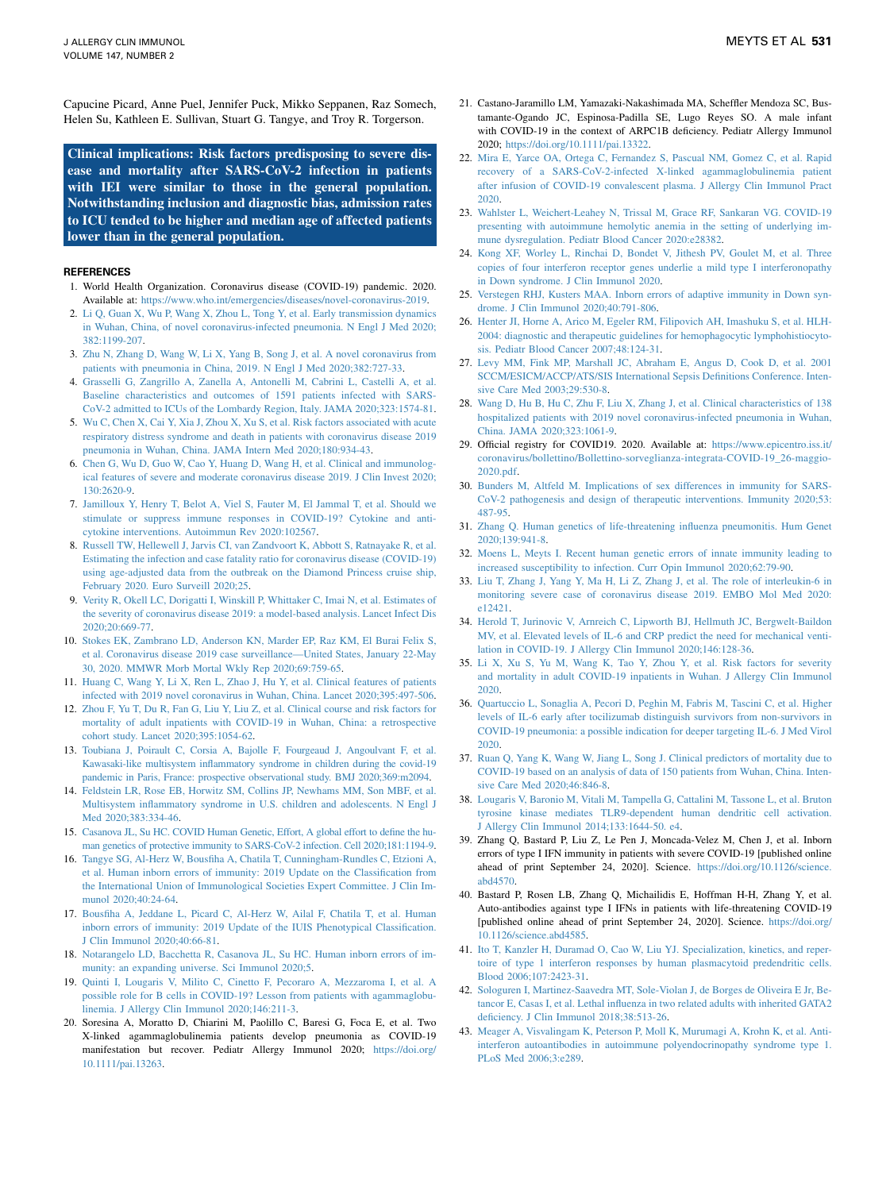Capucine Picard, Anne Puel, Jennifer Puck, Mikko Seppanen, Raz Somech, Helen Su, Kathleen E. Sullivan, Stuart G. Tangye, and Troy R. Torgerson.

**Clinical implications: Risk factors predisposing to severe disease and mortality after SARS-CoV-2 infection in patients with IEI were similar to those in the general population. Notwithstanding inclusion and diagnostic bias, admission rates to ICU tended to be higher and median age of affected patients lower than in the general population.**

## REFERENCES

1. World Health Organization. Coronavirus disease (COVID-19) pandemic. 2020. Available at: https://www.who.int/emergencies/diseases/novel-coronavirus-2019.
2. Li Q, Guan X, Wu P, Wang X, Zhou L, Tong Y, et al. Early transmission dynamics in Wuhan, China, of novel coronavirus-infected pneumonia. N Engl J Med 2020;382:1199-207.
3. Zhu N, Zhang D, Wang W, Li X, Yang B, Song J, et al. A novel coronavirus from patients with pneumonia in China, 2019. N Engl J Med 2020;382:727-33.
4. Grasselli G, Zangrillo A, Zanella A, Antonelli M, Cabrini L, Castelli A, et al. Baseline characteristics and outcomes of 1591 patients infected with SARS-CoV-2 admitted to ICUs of the Lombardy Region, Italy. JAMA 2020;323:1574-81.
5. Wu C, Chen X, Cai Y, Xia J, Zhou X, Xu S, et al. Risk factors associated with acute respiratory distress syndrome and death in patients with coronavirus disease 2019 pneumonia in Wuhan, China. JAMA Intern Med 2020;180:934-43.
6. Chen G, Wu D, Guo W, Cao Y, Huang D, Wang H, et al. Clinical and immunological features of severe and moderate coronavirus disease 2019. J Clin Invest 2020;130:2620-9.
7. Jamilloux Y, Henry T, Belot A, Viel S, Fauter M, El Jammal T, et al. Should we stimulate or suppress immune responses in COVID-19? Cytokine and anti-cytokine interventions. Autoimmun Rev 2020:102567.
8. Russell TW, Hellewell J, Jarvis CI, van Zandvoort K, Abbott S, Ratnayake R, et al. Estimating the infection and case fatality ratio for coronavirus disease (COVID-19) using age-adjusted data from the outbreak on the Diamond Princess cruise ship, February 2020. Euro Surveill 2020;25.
9. Verity R, Okell LC, Dorigatti I, Winskill P, Whittaker C, Imai N, et al. Estimates of the severity of coronavirus disease 2019: a model-based analysis. Lancet Infect Dis 2020;20:669-77.
10. Stokes EK, Zambrano LD, Anderson KN, Marder EP, Raz KM, El Burai Felix S, et al. Coronavirus disease 2019 case surveillance—United States, January 22-May 30, 2020. MMWR Morb Mortal Wkly Rep 2020;69:759-65.
11. Huang C, Wang Y, Li X, Ren L, Zhao J, Hu Y, et al. Clinical features of patients infected with 2019 novel coronavirus in Wuhan, China. Lancet 2020;395:497-506.
12. Zhou F, Yu T, Du R, Fan G, Liu Y, Liu Z, et al. Clinical course and risk factors for mortality of adult inpatients with COVID-19 in Wuhan, China: a retrospective cohort study. Lancet 2020;395:1054-62.
13. Toubiana J, Poirault C, Corsia A, Bajolle F, Fourgeaud J, Angoulvant F, et al. Kawasaki-like multisystem inflammatory syndrome in children during the covid-19 pandemic in Paris, France: prospective observational study. BMJ 2020;369:m2094.
14. Feldstein LR, Rose EB, Horwitz SM, Collins JP, Newhams MM, Son MBF, et al. Multisystem inflammatory syndrome in U.S. children and adolescents. N Engl J Med 2020;383:334-46.
15. Casanova JL, Su HC. COVID Human Genetic, Effort, A global effort to define the human genetics of protective immunity to SARS-CoV-2 infection. Cell 2020;181:1194-9.
16. Tangye SG, Al-Herz W, Bousfiha A, Chatila T, Cunningham-Rundles C, Etzioni A, et al. Human inborn errors of immunity: 2019 Update on the Classification from the International Union of Immunological Societies Expert Committee. J Clin Immunol 2020;40:24-64.
17. Bousfiha A, Jeddane L, Picard C, Al-Herz W, Ailal F, Chatila T, et al. Human inborn errors of immunity: 2019 Update of the IUIS Phenotypical Classification. J Clin Immunol 2020;40:66-81.
18. Notarangelo LD, Bacchetta R, Casanova JL, Su HC. Human inborn errors of immunity: an expanding universe. Sci Immunol 2020;5.
19. Quinti I, Lougaris V, Milito C, Cinetto F, Pecoraro A, Mezzaroma I, et al. A possible role for B cells in COVID-19? Lesson from patients with agammaglobulinemia. J Allergy Clin Immunol 2020;146:211-3.
20. Soresina A, Moratto D, Chiarini M, Paolillo C, Baresi G, Foca E, et al. Two X-linked agammaglobulinemia patients develop pneumonia as COVID-19 manifestation but recover. Pediatr Allergy Immunol 2020; https://doi.org/10.1111/pai.13263.
21. Castano-Jaramillo LM, Yamazaki-Nakashimada MA, Scheffler Mendoza SC, Bustamante-Ogando JC, Espinosa-Padilla SE, Lugo Reyes SO. A male infant with COVID-19 in the context of ARPC1B deficiency. Pediatr Allergy Immunol 2020; https://doi.org/10.1111/pai.13322.
22. Mira E, Yarce OA, Ortega C, Fernandez S, Pascual NM, Gomez C, et al. Rapid recovery of a SARS-CoV-2-infected X-linked agammaglobulinemia patient after infusion of COVID-19 convalescent plasma. J Allergy Clin Immunol Pract 2020.
23. Wahlster L, Weichert-Leahey N, Trissal M, Grace RF, Sankaran VG. COVID-19 presenting with autoimmune hemolytic anemia in the setting of underlying immune dysregulation. Pediatr Blood Cancer 2020:e28382.
24. Kong XF, Worley L, Rinchai D, Bondet V, Jithesh PV, Goulet M, et al. Three copies of four interferon receptor genes underlie a mild type I interferonopathy in Down syndrome. J Clin Immunol 2020.
25. Verstegen RHJ, Kusters MAA. Inborn errors of adaptive immunity in Down syndrome. J Clin Immunol 2020;40:791-806.
26. Henter JI, Horne A, Arico M, Egeler RM, Filipovich AH, Imashuku S, et al. HLH-2004: diagnostic and therapeutic guidelines for hemophagocytic lymphohistiocytosis. Pediatr Blood Cancer 2007;48:124-31.
27. Levy MM, Fink MP, Marshall JC, Abraham E, Angus D, Cook D, et al. 2001 SCCM/ESICM/ACCP/ATS/SIS International Sepsis Definitions Conference. Intensive Care Med 2003;29:530-8.
28. Wang D, Hu B, Hu C, Zhu F, Liu X, Zhang J, et al. Clinical characteristics of 138 hospitalized patients with 2019 novel coronavirus-infected pneumonia in Wuhan, China. JAMA 2020;323:1061-9.
29. Official registry for COVID19. 2020. Available at: https://www.epicentro.iss.it/coronavirus/bollettino/Bollettino-sorveglianza-integrata-COVID-19_26-maggio-2020.pdf.
30. Bunders M, Altfeld M. Implications of sex differences in immunity for SARS-CoV-2 pathogenesis and design of therapeutic interventions. Immunity 2020;53:487-95.
31. Zhang Q. Human genetics of life-threatening influenza pneumonitis. Hum Genet 2020;139:941-8.
32. Moens L, Meyts I. Recent human genetic errors of innate immunity leading to increased susceptibility to infection. Curr Opin Immunol 2020;62:79-90.
33. Liu T, Zhang J, Yang Y, Ma H, Li Z, Zhang J, et al. The role of interleukin-6 in monitoring severe case of coronavirus disease 2019. EMBO Mol Med 2020:e12421.
34. Herold T, Jurinovic V, Arnreich C, Lipworth BJ, Hellmuth JC, Bergwelt-Baildon MV, et al. Elevated levels of IL-6 and CRP predict the need for mechanical ventilation in COVID-19. J Allergy Clin Immunol 2020;146:128-36.
35. Li X, Xu S, Yu M, Wang K, Tao Y, Zhou Y, et al. Risk factors for severity and mortality in adult COVID-19 inpatients in Wuhan. J Allergy Clin Immunol 2020.
36. Quartuccio L, Sonaglia A, Pecori D, Peghin M, Fabris M, Tascini C, et al. Higher levels of IL-6 early after tocilizumab distinguish survivors from non-survivors in COVID-19 pneumonia: a possible indication for deeper targeting IL-6. J Med Virol 2020.
37. Ruan Q, Yang K, Wang W, Jiang L, Song J. Clinical predictors of mortality due to COVID-19 based on an analysis of data of 150 patients from Wuhan, China. Intensive Care Med 2020;46:846-8.
38. Lougaris V, Baronio M, Vitali M, Tampella G, Cattalini M, Tassone L, et al. Bruton tyrosine kinase mediates TLR9-dependent human dendritic cell activation. J Allergy Clin Immunol 2014;133:1644-50. e4.
39. Zhang Q, Bastard P, Liu Z, Le Pen J, Moncada-Velez M, Chen J, et al. Inborn errors of type I IFN immunity in patients with severe COVID-19 [published online ahead of print September 24, 2020]. Science. https://doi.org/10.1126/science.abd4570.
40. Bastard P, Rosen LB, Zhang Q, Michailidis E, Hoffman H-H, Zhang Y, et al. Auto-antibodies against type I IFNs in patients with life-threatening COVID-19 [published online ahead of print September 24, 2020]. Science. https://doi.org/10.1126/science.abd4585.
41. Ito T, Kanzler H, Duramad O, Cao W, Liu YJ. Specialization, kinetics, and repertoire of type 1 interferon responses by human plasmacytoid predendritic cells. Blood 2006;107:2423-31.
42. Sologuren I, Martinez-Saavedra MT, Solé-Violan J, de Borges de Oliveira E Jr, Betancor E, Casas I, et al. Lethal influenza in two related adults with inherited GATA2 deficiency. J Clin Immunol 2018;38:513-26.
43. Meager A, Visvalingam K, Peterson P, Moll K, Murumagi A, Krohn K, et al. Anti-interferon autoantibodies in autoimmune polyendocrinopathy syndrome type 1. PLoS Med 2006;3:e289.